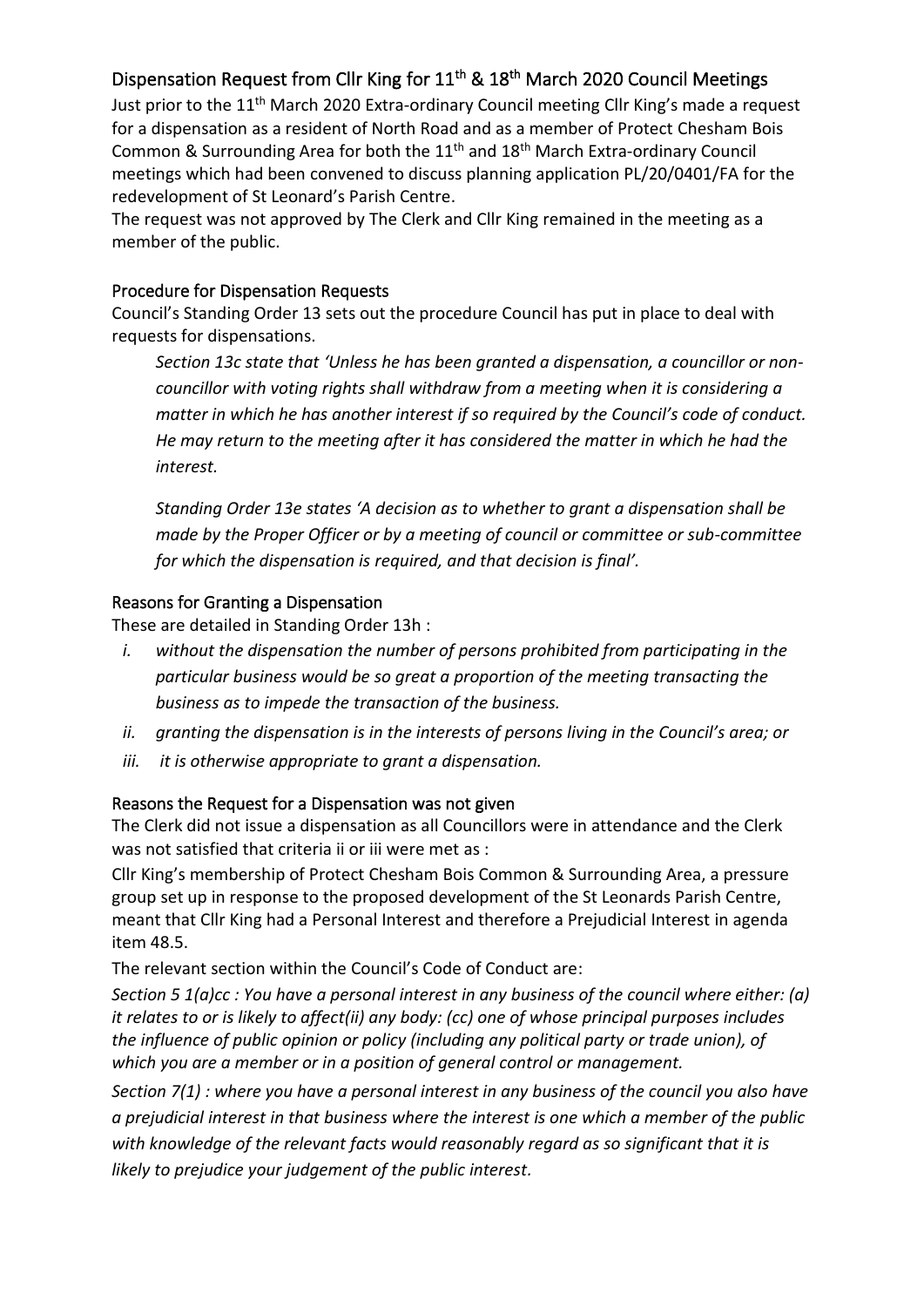## Dispensation Request from Cllr King for 11th & 18th March 2020 Council Meetings

Just prior to the 11th March 2020 Extra-ordinary Council meeting Cllr King's made a request for a dispensation as a resident of North Road and as a member of Protect Chesham Bois Common & Surrounding Area for both the 11th and 18th March Extra-ordinary Council meetings which had been convened to discuss planning application PL/20/0401/FA for the redevelopment of St Leonard's Parish Centre.

The request was not approved by The Clerk and Cllr King remained in the meeting as a member of the public.

## Procedure for Dispensation Requests

Council's Standing Order 13 sets out the procedure Council has put in place to deal with requests for dispensations.

> *Section 13c state that 'Unless he has been granted a dispensation, a councillor or non-councillor with voting rights shall withdraw from a meeting when it is considering a matter in which he has another interest if so required by the Council's code of conduct. He may return to the meeting after it has considered the matter in which he had the interest.*
>
> *Standing Order 13e states 'A decision as to whether to grant a dispensation shall be made by the Proper Officer or by a meeting of council or committee or sub-committee for which the dispensation is required, and that decision is final'.*

## Reasons for Granting a Dispensation

These are detailed in Standing Order 13h :

- *i. without the dispensation the number of persons prohibited from participating in the particular business would be so great a proportion of the meeting transacting the business as to impede the transaction of the business.*
- *ii. granting the dispensation is in the interests of persons living in the Council's area; or*
- *iii. it is otherwise appropriate to grant a dispensation.*

## Reasons the Request for a Dispensation was not given

The Clerk did not issue a dispensation as all Councillors were in attendance and the Clerk was not satisfied that criteria ii or iii were met as :

Cllr King's membership of Protect Chesham Bois Common & Surrounding Area, a pressure group set up in response to the proposed development of the St Leonards Parish Centre, meant that Cllr King had a Personal Interest and therefore a Prejudicial Interest in agenda item 48.5.

The relevant section within the Council's Code of Conduct are:

*Section 5 1(a)cc : You have a personal interest in any business of the council where either: (a) it relates to or is likely to affect(ii) any body: (cc) one of whose principal purposes includes the influence of public opinion or policy (including any political party or trade union), of which you are a member or in a position of general control or management.*

*Section 7(1) : where you have a personal interest in any business of the council you also have a prejudicial interest in that business where the interest is one which a member of the public with knowledge of the relevant facts would reasonably regard as so significant that it is likely to prejudice your judgement of the public interest.*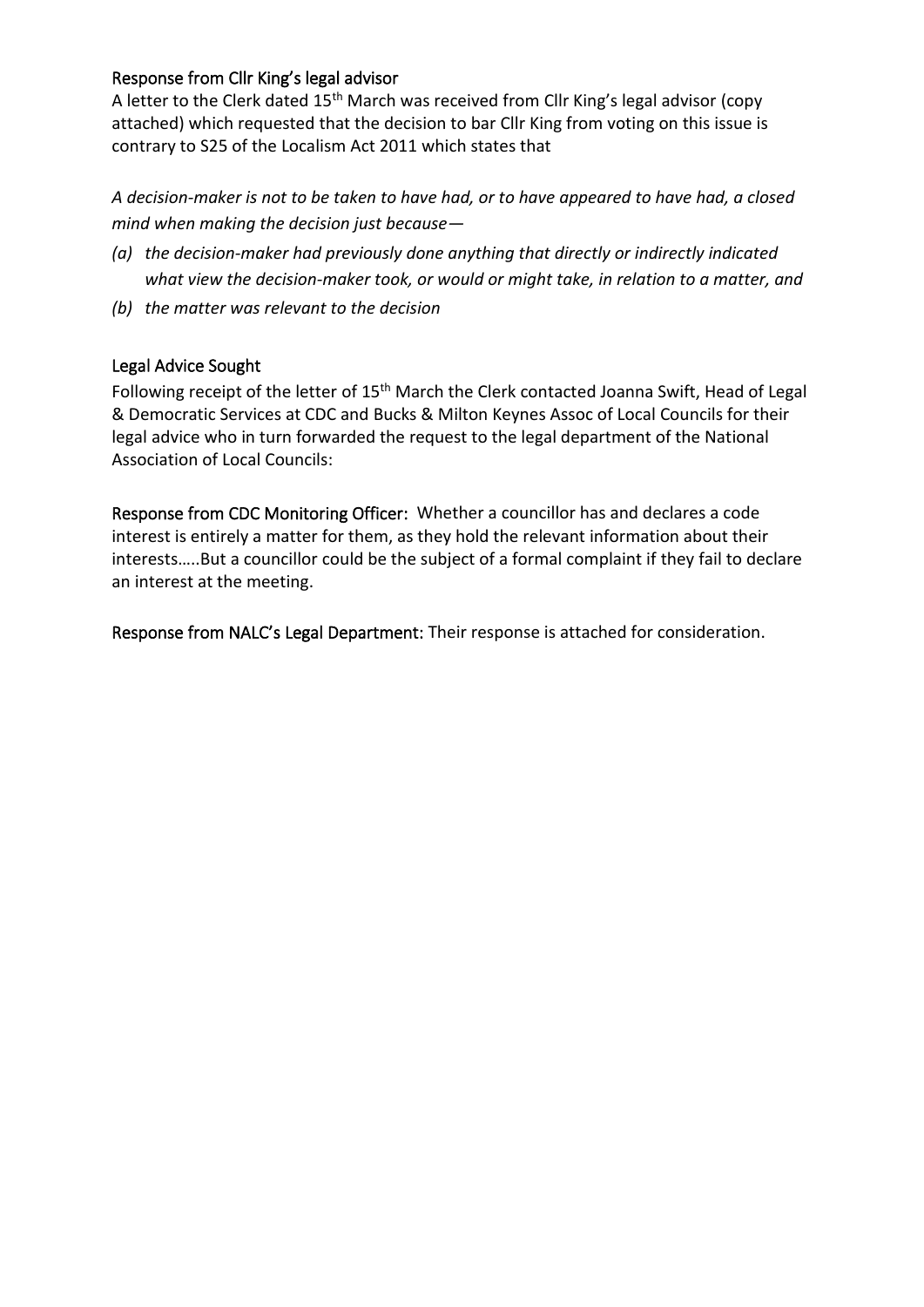## Response from Cllr King's legal advisor

A letter to the Clerk dated 15th March was received from Cllr King's legal advisor (copy attached) which requested that the decision to bar Cllr King from voting on this issue is contrary to S25 of the Localism Act 2011 which states that

*A decision-maker is not to be taken to have had, or to have appeared to have had, a closed mind when making the decision just because—*

- *(a) the decision-maker had previously done anything that directly or indirectly indicated what view the decision-maker took, or would or might take, in relation to a matter, and*
- *(b) the matter was relevant to the decision*

## Legal Advice Sought

Following receipt of the letter of 15th March the Clerk contacted Joanna Swift, Head of Legal & Democratic Services at CDC and Bucks & Milton Keynes Assoc of Local Councils for their legal advice who in turn forwarded the request to the legal department of the National Association of Local Councils:

**Response from CDC Monitoring Officer:** Whether a councillor has and declares a code interest is entirely a matter for them, as they hold the relevant information about their interests…..But a councillor could be the subject of a formal complaint if they fail to declare an interest at the meeting.

**Response from NALC's Legal Department:** Their response is attached for consideration.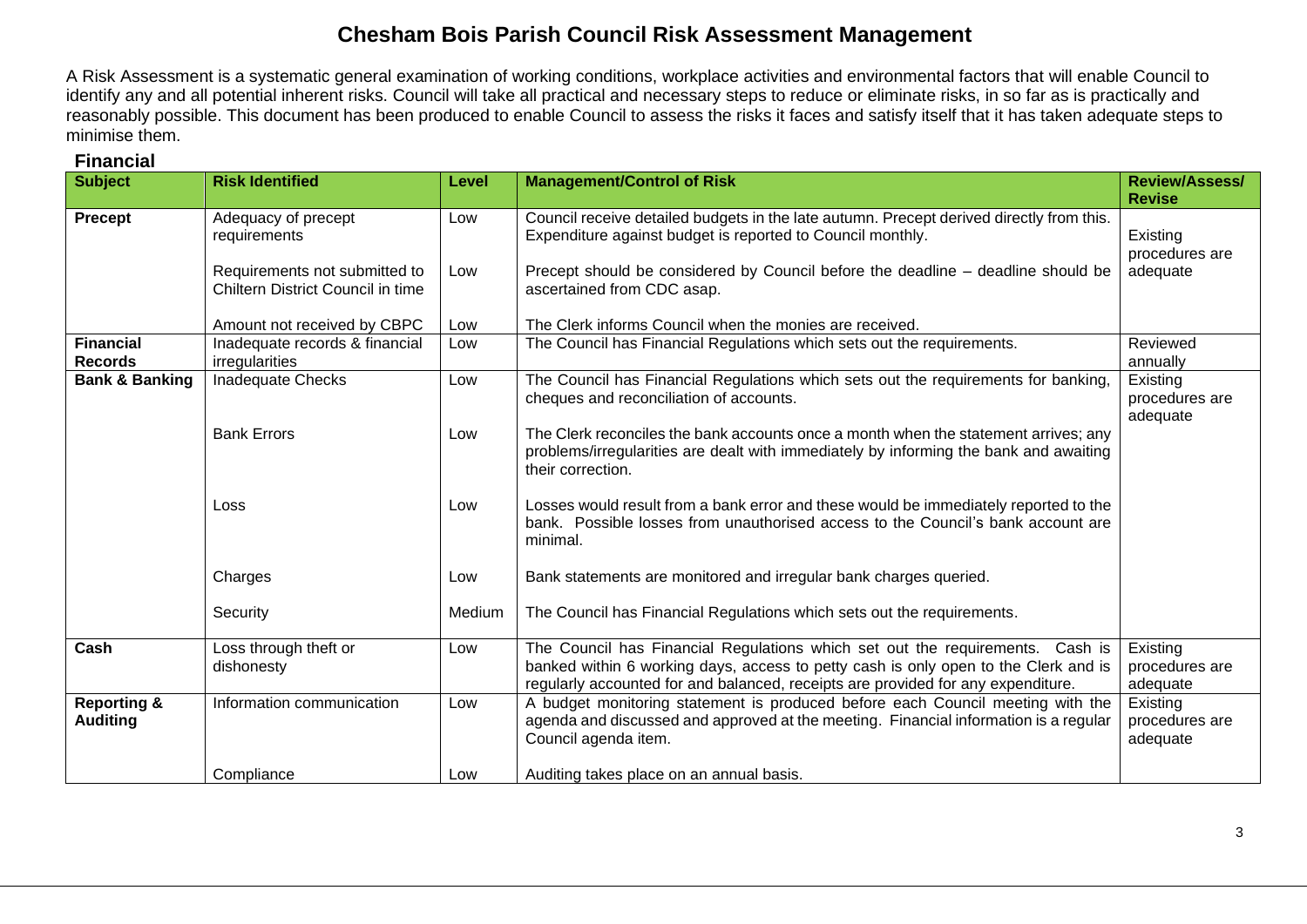# Chesham Bois Parish Council Risk Assessment Management

A Risk Assessment is a systematic general examination of working conditions, workplace activities and environmental factors that will enable Council to identify any and all potential inherent risks. Council will take all practical and necessary steps to reduce or eliminate risks, in so far as is practically and reasonably possible. This document has been produced to enable Council to assess the risks it faces and satisfy itself that it has taken adequate steps to minimise them.

## Financial

| Subject | Risk Identified | Level | Management/Control of Risk | Review/Assess/ Revise |
|---|---|---|---|---|
| **Precept** | Adequacy of precept requirements | Low | Council receive detailed budgets in the late autumn. Precept derived directly from this. Expenditure against budget is reported to Council monthly. | Existing procedures are adequate |
| | Requirements not submitted to Chiltern District Council in time | Low | Precept should be considered by Council before the deadline – deadline should be ascertained from CDC asap. | |
| | Amount not received by CBPC | Low | The Clerk informs Council when the monies are received. | |
| **Financial Records** | Inadequate records & financial irregularities | Low | The Council has Financial Regulations which sets out the requirements. | Reviewed annually |
| **Bank & Banking** | Inadequate Checks | Low | The Council has Financial Regulations which sets out the requirements for banking, cheques and reconciliation of accounts. | Existing procedures are adequate |
| | Bank Errors | Low | The Clerk reconciles the bank accounts once a month when the statement arrives; any problems/irregularities are dealt with immediately by informing the bank and awaiting their correction. | |
| | Loss | Low | Losses would result from a bank error and these would be immediately reported to the bank. Possible losses from unauthorised access to the Council's bank account are minimal. | |
| | Charges | Low | Bank statements are monitored and irregular bank charges queried. | |
| | Security | Medium | The Council has Financial Regulations which sets out the requirements. | |
| **Cash** | Loss through theft or dishonesty | Low | The Council has Financial Regulations which set out the requirements. Cash is banked within 6 working days, access to petty cash is only open to the Clerk and is regularly accounted for and balanced, receipts are provided for any expenditure. | Existing procedures are adequate |
| **Reporting & Auditing** | Information communication | Low | A budget monitoring statement is produced before each Council meeting with the agenda and discussed and approved at the meeting. Financial information is a regular Council agenda item. | Existing procedures are adequate |
| | Compliance | Low | Auditing takes place on an annual basis. | |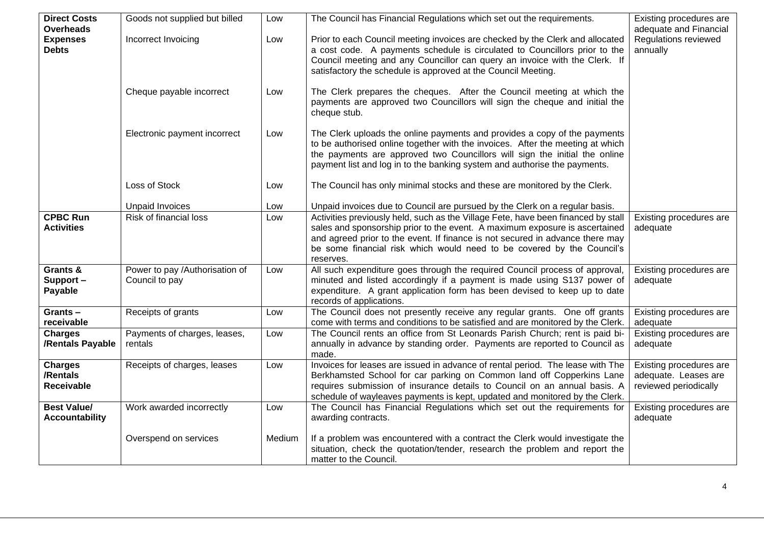| **Direct Costs Overheads Expenses Debts** | Goods not supplied but billed | Low | The Council has Financial Regulations which set out the requirements. | Existing procedures are adequate and Financial Regulations reviewed annually |
|---|---|---|---|---|
| | Incorrect Invoicing | Low | Prior to each Council meeting invoices are checked by the Clerk and allocated a cost code. A payments schedule is circulated to Councillors prior to the Council meeting and any Councillor can query an invoice with the Clerk. If satisfactory the schedule is approved at the Council Meeting. | |
| | Cheque payable incorrect | Low | The Clerk prepares the cheques. After the Council meeting at which the payments are approved two Councillors will sign the cheque and initial the cheque stub. | |
| | Electronic payment incorrect | Low | The Clerk uploads the online payments and provides a copy of the payments to be authorised online together with the invoices. After the meeting at which the payments are approved two Councillors will sign the initial the online payment list and log in to the banking system and authorise the payments. | |
| | Loss of Stock | Low | The Council has only minimal stocks and these are monitored by the Clerk. | |
| | Unpaid Invoices | Low | Unpaid invoices due to Council are pursued by the Clerk on a regular basis. | |
| **CPBC Run Activities** | Risk of financial loss | Low | Activities previously held, such as the Village Fete, have been financed by stall sales and sponsorship prior to the event. A maximum exposure is ascertained and agreed prior to the event. If finance is not secured in advance there may be some financial risk which would need to be covered by the Council's reserves. | Existing procedures are adequate |
| **Grants & Support – Payable** | Power to pay /Authorisation of Council to pay | Low | All such expenditure goes through the required Council process of approval, minuted and listed accordingly if a payment is made using S137 power of expenditure. A grant application form has been devised to keep up to date records of applications. | Existing procedures are adequate |
| **Grants – receivable** | Receipts of grants | Low | The Council does not presently receive any regular grants. One off grants come with terms and conditions to be satisfied and are monitored by the Clerk. | Existing procedures are adequate |
| **Charges /Rentals Payable** | Payments of charges, leases, rentals | Low | The Council rents an office from St Leonards Parish Church; rent is paid bi-annually in advance by standing order. Payments are reported to Council as made. | Existing procedures are adequate |
| **Charges /Rentals Receivable** | Receipts of charges, leases | Low | Invoices for leases are issued in advance of rental period. The lease with The Berkhamsted School for car parking on Common land off Copperkins Lane requires submission of insurance details to Council on an annual basis. A schedule of wayleaves payments is kept, updated and monitored by the Clerk. | Existing procedures are adequate. Leases are reviewed periodically |
| **Best Value/ Accountability** | Work awarded incorrectly | Low | The Council has Financial Regulations which set out the requirements for awarding contracts. | Existing procedures are adequate |
| | Overspend on services | Medium | If a problem was encountered with a contract the Clerk would investigate the situation, check the quotation/tender, research the problem and report the matter to the Council. | |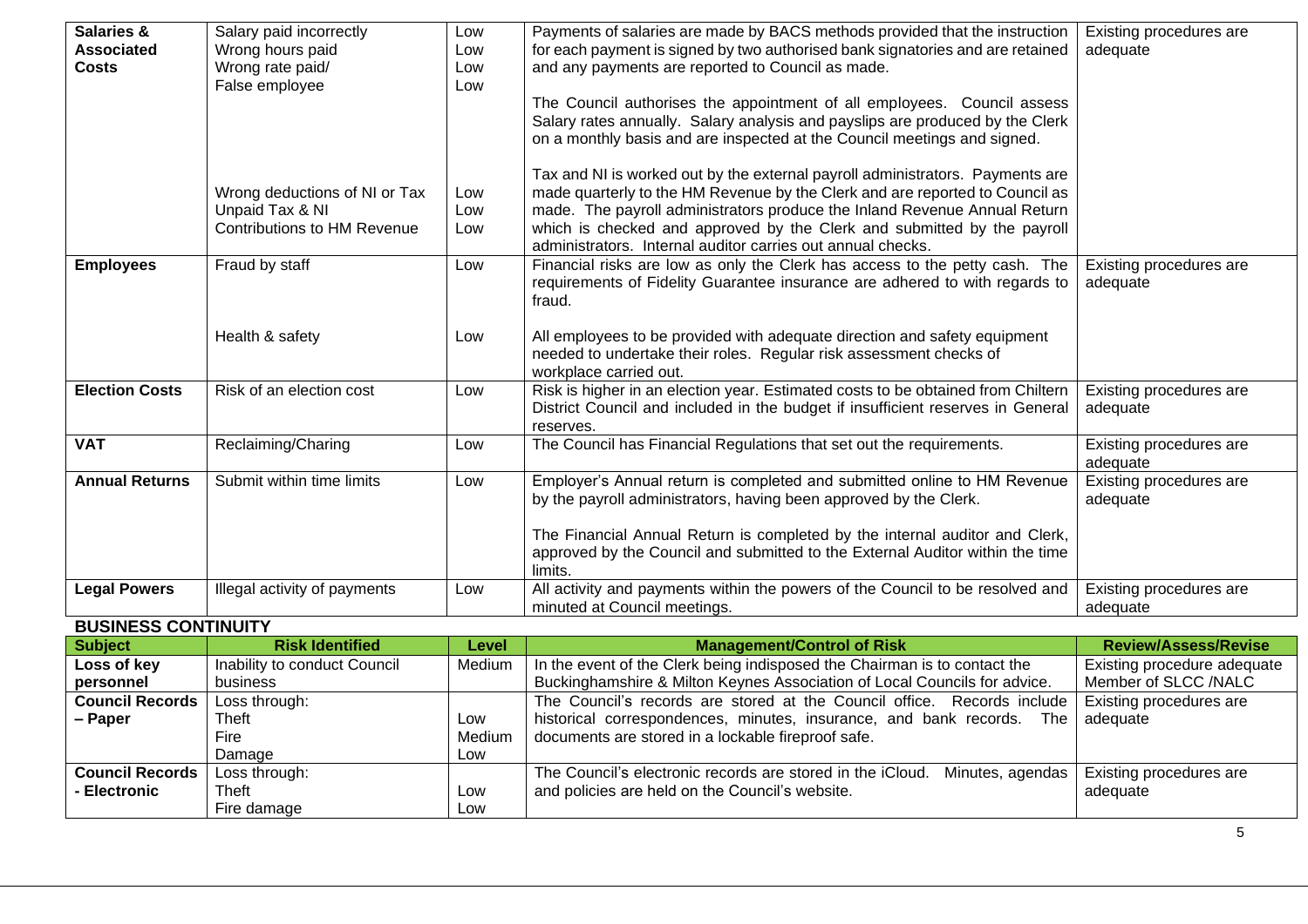| | | | | |
|---|---|---|---|---|
| **Salaries & Associated Costs** | Salary paid incorrectly<br>Wrong hours paid<br>Wrong rate paid/<br>False employee<br><br><br><br><br><br>Wrong deductions of NI or Tax<br>Unpaid Tax & NI<br>Contributions to HM Revenue | Low<br>Low<br>Low<br>Low<br><br><br><br><br><br>Low<br>Low<br>Low | Payments of salaries are made by BACS methods provided that the instruction for each payment is signed by two authorised bank signatories and are retained and any payments are reported to Council as made.<br><br>The Council authorises the appointment of all employees. Council assess Salary rates annually. Salary analysis and payslips are produced by the Clerk on a monthly basis and are inspected at the Council meetings and signed.<br><br>Tax and NI is worked out by the external payroll administrators. Payments are made quarterly to the HM Revenue by the Clerk and are reported to Council as made. The payroll administrators produce the Inland Revenue Annual Return which is checked and approved by the Clerk and submitted by the payroll administrators. Internal auditor carries out annual checks. | Existing procedures are adequate |
| **Employees** | Fraud by staff<br><br><br><br>Health & safety | Low<br><br><br><br>Low | Financial risks are low as only the Clerk has access to the petty cash. The requirements of Fidelity Guarantee insurance are adhered to with regards to fraud.<br><br>All employees to be provided with adequate direction and safety equipment needed to undertake their roles. Regular risk assessment checks of workplace carried out. | Existing procedures are adequate |
| **Election Costs** | Risk of an election cost | Low | Risk is higher in an election year. Estimated costs to be obtained from Chiltern District Council and included in the budget if insufficient reserves in General reserves. | Existing procedures are adequate |
| **VAT** | Reclaiming/Charing | Low | The Council has Financial Regulations that set out the requirements. | Existing procedures are adequate |
| **Annual Returns** | Submit within time limits | Low | Employer's Annual return is completed and submitted online to HM Revenue by the payroll administrators, having been approved by the Clerk.<br><br>The Financial Annual Return is completed by the internal auditor and Clerk, approved by the Council and submitted to the External Auditor within the time limits. | Existing procedures are adequate |
| **Legal Powers** | Illegal activity of payments | Low | All activity and payments within the powers of the Council to be resolved and minuted at Council meetings. | Existing procedures are adequate |

## BUSINESS CONTINUITY

| Subject | Risk Identified | Level | Management/Control of Risk | Review/Assess/Revise |
|---|---|---|---|---|
| **Loss of key personnel** | Inability to conduct Council business | Medium | In the event of the Clerk being indisposed the Chairman is to contact the Buckinghamshire & Milton Keynes Association of Local Councils for advice. | Existing procedure adequate Member of SLCC /NALC |
| **Council Records – Paper** | Loss through:<br>Theft<br>Fire<br>Damage | <br>Low<br>Medium<br>Low | The Council's records are stored at the Council office. Records include historical correspondences, minutes, insurance, and bank records. The documents are stored in a lockable fireproof safe. | Existing procedures are adequate |
| **Council Records - Electronic** | Loss through:<br>Theft<br>Fire damage | <br>Low<br>Low | The Council's electronic records are stored in the iCloud. Minutes, agendas and policies are held on the Council's website. | Existing procedures are adequate |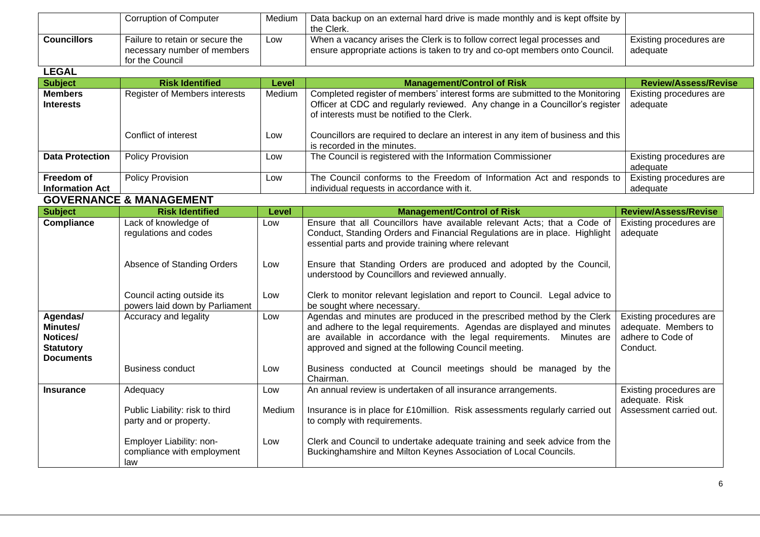| | Corruption of Computer | Medium | Data backup on an external hard drive is made monthly and is kept offsite by the Clerk. | |
|---|---|---|---|---|
| **Councillors** | Failure to retain or secure the necessary number of members for the Council | Low | When a vacancy arises the Clerk is to follow correct legal processes and ensure appropriate actions is taken to try and co-opt members onto Council. | Existing procedures are adequate |

## LEGAL

| Subject | Risk Identified | Level | Management/Control of Risk | Review/Assess/Revise |
|---|---|---|---|---|
| **Members Interests** | Register of Members interests | Medium | Completed register of members' interest forms are submitted to the Monitoring Officer at CDC and regularly reviewed. Any change in a Councillor's register of interests must be notified to the Clerk. | Existing procedures are adequate |
| | Conflict of interest | Low | Councillors are required to declare an interest in any item of business and this is recorded in the minutes. | |
| **Data Protection** | Policy Provision | Low | The Council is registered with the Information Commissioner | Existing procedures are adequate |
| **Freedom of Information Act** | Policy Provision | Low | The Council conforms to the Freedom of Information Act and responds to individual requests in accordance with it. | Existing procedures are adequate |

## GOVERNANCE & MANAGEMENT

| Subject | Risk Identified | Level | Management/Control of Risk | Review/Assess/Revise |
|---|---|---|---|---|
| **Compliance** | Lack of knowledge of regulations and codes | Low | Ensure that all Councillors have available relevant Acts; that a Code of Conduct, Standing Orders and Financial Regulations are in place. Highlight essential parts and provide training where relevant | Existing procedures are adequate |
| | Absence of Standing Orders | Low | Ensure that Standing Orders are produced and adopted by the Council, understood by Councillors and reviewed annually. | |
| | Council acting outside its powers laid down by Parliament | Low | Clerk to monitor relevant legislation and report to Council. Legal advice to be sought where necessary. | |
| **Agendas/ Minutes/ Notices/ Statutory Documents** | Accuracy and legality | Low | Agendas and minutes are produced in the prescribed method by the Clerk and adhere to the legal requirements. Agendas are displayed and minutes are available in accordance with the legal requirements. Minutes are approved and signed at the following Council meeting. | Existing procedures are adequate. Members to adhere to Code of Conduct. |
| | Business conduct | Low | Business conducted at Council meetings should be managed by the Chairman. | |
| **Insurance** | Adequacy | Low | An annual review is undertaken of all insurance arrangements. | Existing procedures are adequate. Risk Assessment carried out. |
| | Public Liability: risk to third party and or property. | Medium | Insurance is in place for £10million. Risk assessments regularly carried out to comply with requirements. | |
| | Employer Liability: non-compliance with employment law | Low | Clerk and Council to undertake adequate training and seek advice from the Buckinghamshire and Milton Keynes Association of Local Councils. | |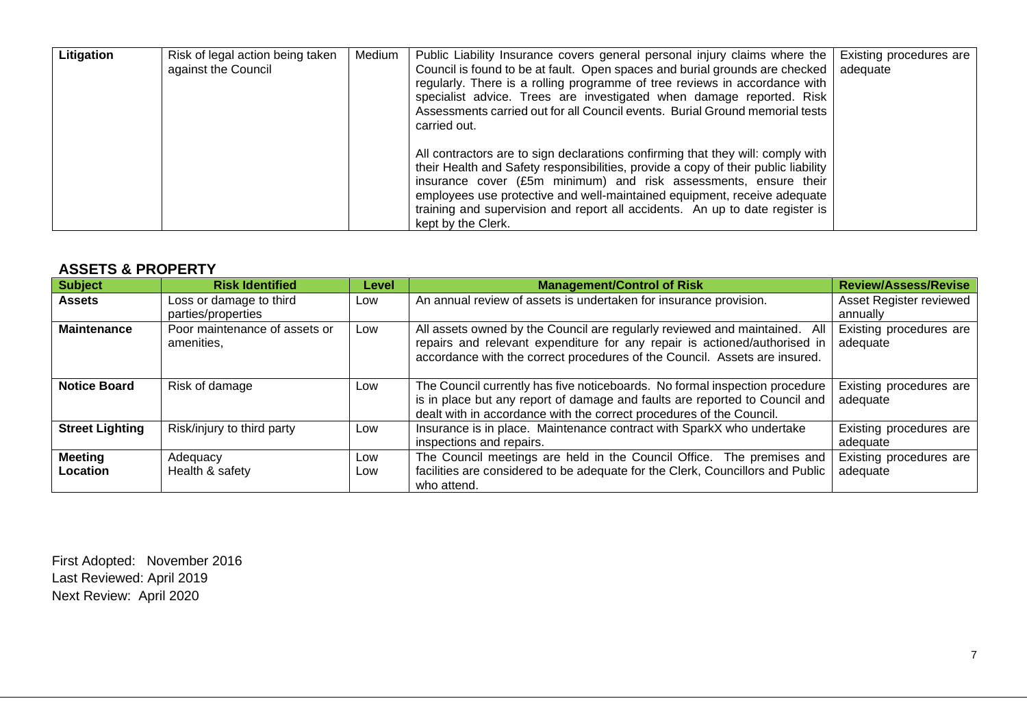| Litigation | Risk of legal action being taken against the Council | Medium | Public Liability Insurance covers general personal injury claims where the Council is found to be at fault. Open spaces and burial grounds are checked regularly. There is a rolling programme of tree reviews in accordance with specialist advice. Trees are investigated when damage reported. Risk Assessments carried out for all Council events. Burial Ground memorial tests carried out.<br><br>All contractors are to sign declarations confirming that they will: comply with their Health and Safety responsibilities, provide a copy of their public liability insurance cover (£5m minimum) and risk assessments, ensure their employees use protective and well-maintained equipment, receive adequate training and supervision and report all accidents. An up to date register is kept by the Clerk. | Existing procedures are adequate |
|---|---|---|---|---|

## ASSETS & PROPERTY

| Subject | Risk Identified | Level | Management/Control of Risk | Review/Assess/Revise |
|---|---|---|---|---|
| **Assets** | Loss or damage to third parties/properties | Low | An annual review of assets is undertaken for insurance provision. | Asset Register reviewed annually |
| **Maintenance** | Poor maintenance of assets or amenities, | Low | All assets owned by the Council are regularly reviewed and maintained. All repairs and relevant expenditure for any repair is actioned/authorised in accordance with the correct procedures of the Council. Assets are insured. | Existing procedures are adequate |
| **Notice Board** | Risk of damage | Low | The Council currently has five noticeboards. No formal inspection procedure is in place but any report of damage and faults are reported to Council and dealt with in accordance with the correct procedures of the Council. | Existing procedures are adequate |
| **Street Lighting** | Risk/injury to third party | Low | Insurance is in place. Maintenance contract with SparkX who undertake inspections and repairs. | Existing procedures are adequate |
| **Meeting Location** | Adequacy<br>Health & safety | Low<br>Low | The Council meetings are held in the Council Office. The premises and facilities are considered to be adequate for the Clerk, Councillors and Public who attend. | Existing procedures are adequate |

First Adopted: November 2016
Last Reviewed: April 2019
Next Review: April 2020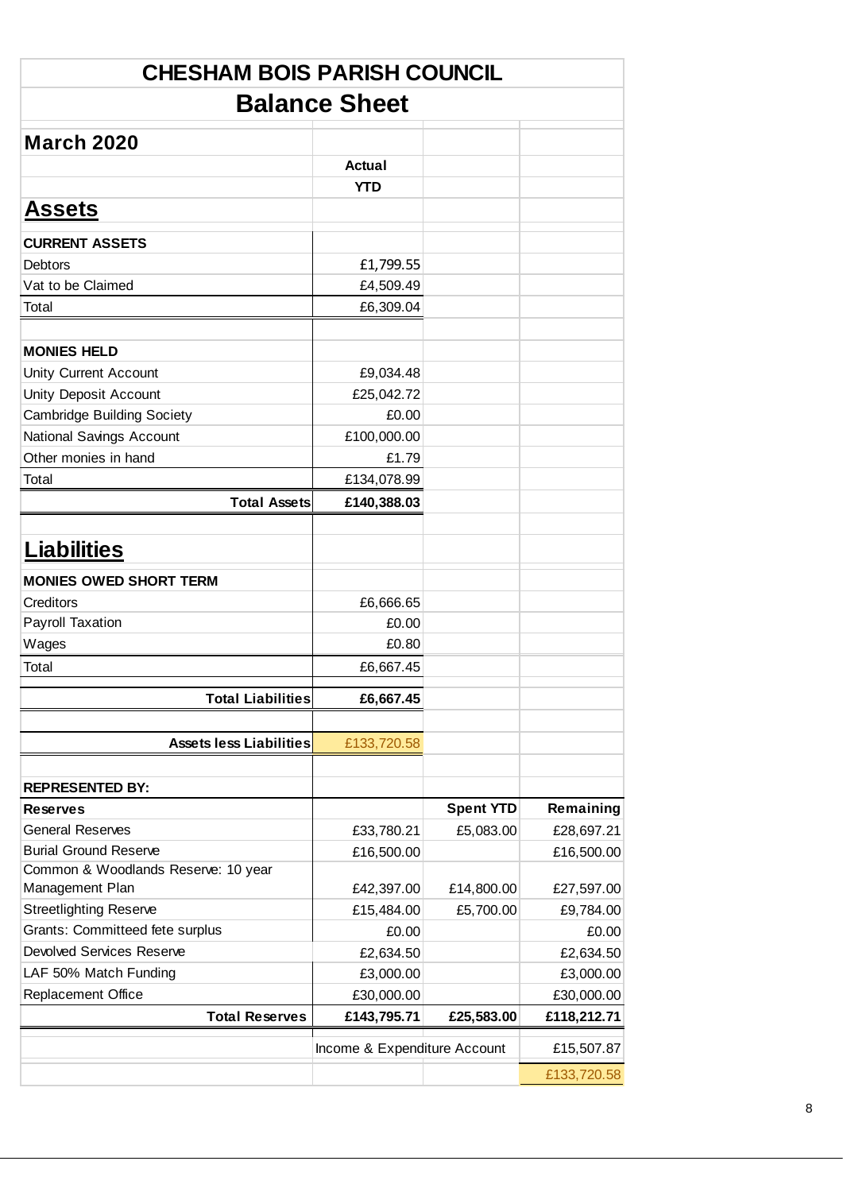# CHESHAM BOIS PARISH COUNCIL

## Balance Sheet

| March 2020 | Actual YTD | | |
|---|---|---|---|
| **Assets** | | | |
| **CURRENT ASSETS** | | | |
| Debtors | £1,799.55 | | |
| Vat to be Claimed | £4,509.49 | | |
| Total | £6,309.04 | | |
| | | | |
| **MONIES HELD** | | | |
| Unity Current Account | £9,034.48 | | |
| Unity Deposit Account | £25,042.72 | | |
| Cambridge Building Society | £0.00 | | |
| National Savings Account | £100,000.00 | | |
| Other monies in hand | £1.79 | | |
| Total | £134,078.99 | | |
| **Total Assets** | **£140,388.03** | | |
| | | | |
| **Liabilities** | | | |
| **MONIES OWED SHORT TERM** | | | |
| Creditors | £6,666.65 | | |
| Payroll Taxation | £0.00 | | |
| Wages | £0.80 | | |
| Total | £6,667.45 | | |
| **Total Liabilities** | **£6,667.45** | | |
| | | | |
| **Assets less Liabilities** | £133,720.58 | | |
| | | | |
| **REPRESENTED BY:** | | | |
| **Reserves** | | **Spent YTD** | **Remaining** |
| General Reserves | £33,780.21 | £5,083.00 | £28,697.21 |
| Burial Ground Reserve | £16,500.00 | | £16,500.00 |
| Common & Woodlands Reserve: 10 year Management Plan | £42,397.00 | £14,800.00 | £27,597.00 |
| Streetlighting Reserve | £15,484.00 | £5,700.00 | £9,784.00 |
| Grants: Committeed fete surplus | £0.00 | | £0.00 |
| Devolved Services Reserve | £2,634.50 | | £2,634.50 |
| LAF 50% Match Funding | £3,000.00 | | £3,000.00 |
| Replacement Office | £30,000.00 | | £30,000.00 |
| **Total Reserves** | **£143,795.71** | **£25,583.00** | **£118,212.71** |
| | Income & Expenditure Account | | £15,507.87 |
| | | | £133,720.58 |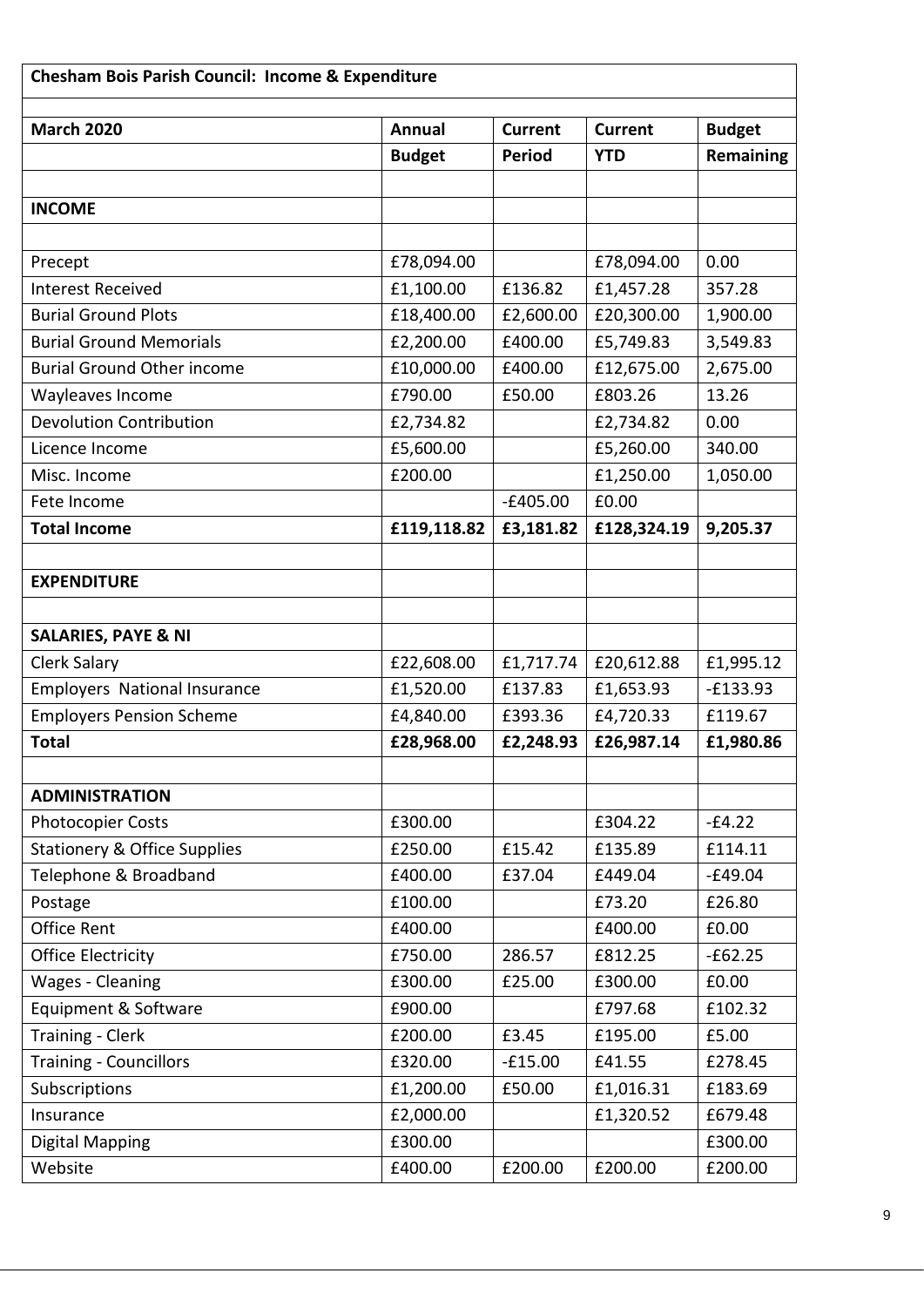| Chesham Bois Parish Council: Income & Expenditure | | | | |
|---|---|---|---|---|
| | | | | |
| **March 2020** | **Annual** | **Current** | **Current** | **Budget** |
| | **Budget** | **Period** | **YTD** | **Remaining** |
| | | | | |
| **INCOME** | | | | |
| | | | | |
| Precept | £78,094.00 | | £78,094.00 | 0.00 |
| Interest Received | £1,100.00 | £136.82 | £1,457.28 | 357.28 |
| Burial Ground Plots | £18,400.00 | £2,600.00 | £20,300.00 | 1,900.00 |
| Burial Ground Memorials | £2,200.00 | £400.00 | £5,749.83 | 3,549.83 |
| Burial Ground Other income | £10,000.00 | £400.00 | £12,675.00 | 2,675.00 |
| Wayleaves Income | £790.00 | £50.00 | £803.26 | 13.26 |
| Devolution Contribution | £2,734.82 | | £2,734.82 | 0.00 |
| Licence Income | £5,600.00 | | £5,260.00 | 340.00 |
| Misc. Income | £200.00 | | £1,250.00 | 1,050.00 |
| Fete Income | | -£405.00 | £0.00 | |
| **Total Income** | **£119,118.82** | **£3,181.82** | **£128,324.19** | **9,205.37** |
| | | | | |
| **EXPENDITURE** | | | | |
| | | | | |
| **SALARIES, PAYE & NI** | | | | |
| Clerk Salary | £22,608.00 | £1,717.74 | £20,612.88 | £1,995.12 |
| Employers National Insurance | £1,520.00 | £137.83 | £1,653.93 | -£133.93 |
| Employers Pension Scheme | £4,840.00 | £393.36 | £4,720.33 | £119.67 |
| **Total** | **£28,968.00** | **£2,248.93** | **£26,987.14** | **£1,980.86** |
| | | | | |
| **ADMINISTRATION** | | | | |
| Photocopier Costs | £300.00 | | £304.22 | -£4.22 |
| Stationery & Office Supplies | £250.00 | £15.42 | £135.89 | £114.11 |
| Telephone & Broadband | £400.00 | £37.04 | £449.04 | -£49.04 |
| Postage | £100.00 | | £73.20 | £26.80 |
| Office Rent | £400.00 | | £400.00 | £0.00 |
| Office Electricity | £750.00 | 286.57 | £812.25 | -£62.25 |
| Wages - Cleaning | £300.00 | £25.00 | £300.00 | £0.00 |
| Equipment & Software | £900.00 | | £797.68 | £102.32 |
| Training - Clerk | £200.00 | £3.45 | £195.00 | £5.00 |
| Training - Councillors | £320.00 | -£15.00 | £41.55 | £278.45 |
| Subscriptions | £1,200.00 | £50.00 | £1,016.31 | £183.69 |
| Insurance | £2,000.00 | | £1,320.52 | £679.48 |
| Digital Mapping | £300.00 | | | £300.00 |
| Website | £400.00 | £200.00 | £200.00 | £200.00 |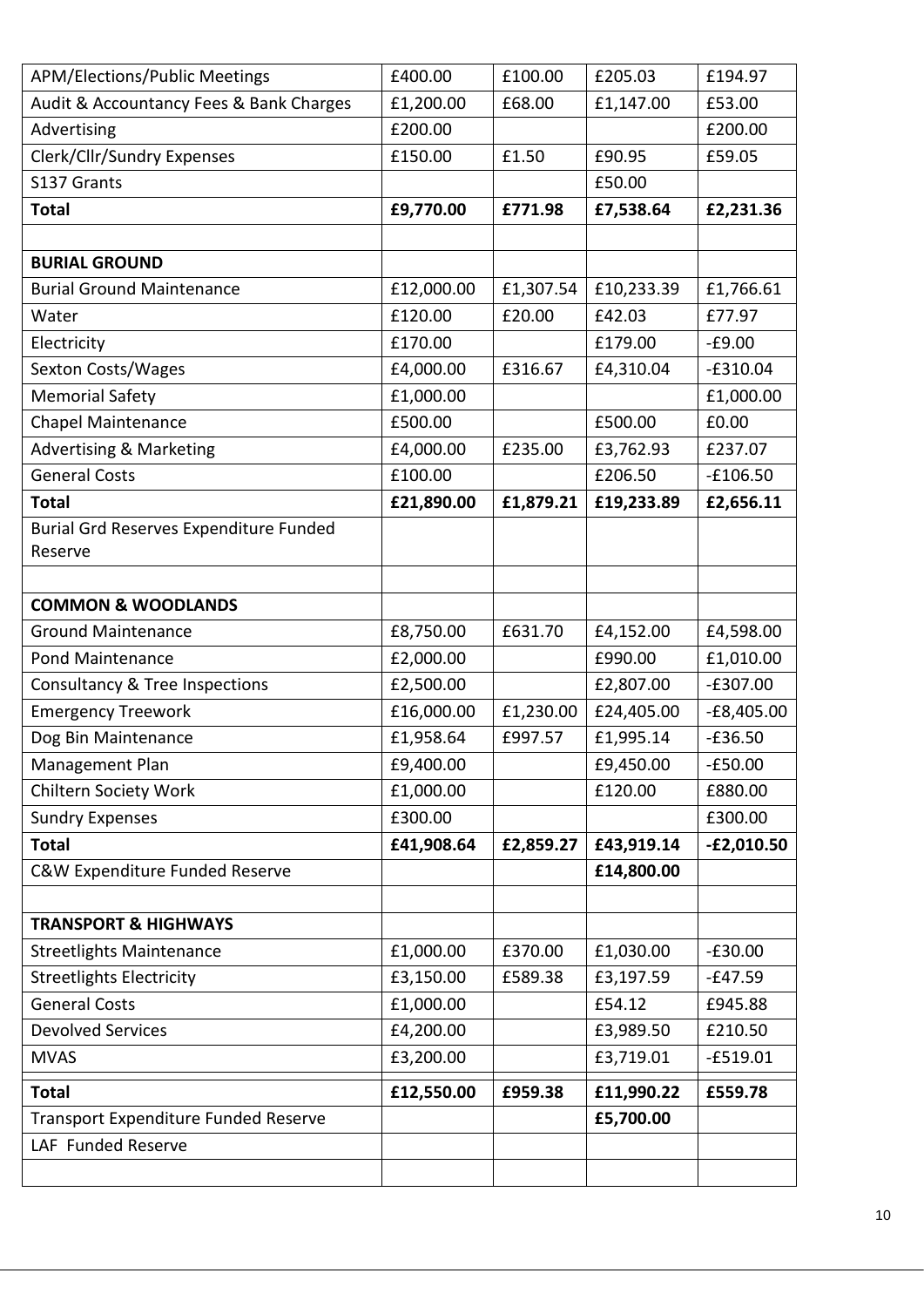| APM/Elections/Public Meetings | £400.00 | £100.00 | £205.03 | £194.97 |
|---|---|---|---|---|
| Audit & Accountancy Fees & Bank Charges | £1,200.00 | £68.00 | £1,147.00 | £53.00 |
| Advertising | £200.00 | | | £200.00 |
| Clerk/Cllr/Sundry Expenses | £150.00 | £1.50 | £90.95 | £59.05 |
| S137 Grants | | | £50.00 | |
| **Total** | **£9,770.00** | **£771.98** | **£7,538.64** | **£2,231.36** |
| | | | | |
| **BURIAL GROUND** | | | | |
| Burial Ground Maintenance | £12,000.00 | £1,307.54 | £10,233.39 | £1,766.61 |
| Water | £120.00 | £20.00 | £42.03 | £77.97 |
| Electricity | £170.00 | | £179.00 | -£9.00 |
| Sexton Costs/Wages | £4,000.00 | £316.67 | £4,310.04 | -£310.04 |
| Memorial Safety | £1,000.00 | | | £1,000.00 |
| Chapel Maintenance | £500.00 | | £500.00 | £0.00 |
| Advertising & Marketing | £4,000.00 | £235.00 | £3,762.93 | £237.07 |
| General Costs | £100.00 | | £206.50 | -£106.50 |
| **Total** | **£21,890.00** | **£1,879.21** | **£19,233.89** | **£2,656.11** |
| Burial Grd Reserves Expenditure Funded Reserve | | | | |
| | | | | |
| **COMMON & WOODLANDS** | | | | |
| Ground Maintenance | £8,750.00 | £631.70 | £4,152.00 | £4,598.00 |
| Pond Maintenance | £2,000.00 | | £990.00 | £1,010.00 |
| Consultancy & Tree Inspections | £2,500.00 | | £2,807.00 | -£307.00 |
| Emergency Treework | £16,000.00 | £1,230.00 | £24,405.00 | -£8,405.00 |
| Dog Bin Maintenance | £1,958.64 | £997.57 | £1,995.14 | -£36.50 |
| Management Plan | £9,400.00 | | £9,450.00 | -£50.00 |
| Chiltern Society Work | £1,000.00 | | £120.00 | £880.00 |
| Sundry Expenses | £300.00 | | | £300.00 |
| **Total** | **£41,908.64** | **£2,859.27** | **£43,919.14** | **-£2,010.50** |
| C&W Expenditure Funded Reserve | | | **£14,800.00** | |
| | | | | |
| **TRANSPORT & HIGHWAYS** | | | | |
| Streetlights Maintenance | £1,000.00 | £370.00 | £1,030.00 | -£30.00 |
| Streetlights Electricity | £3,150.00 | £589.38 | £3,197.59 | -£47.59 |
| General Costs | £1,000.00 | | £54.12 | £945.88 |
| Devolved Services | £4,200.00 | | £3,989.50 | £210.50 |
| MVAS | £3,200.00 | | £3,719.01 | -£519.01 |
| **Total** | **£12,550.00** | **£959.38** | **£11,990.22** | **£559.78** |
| Transport Expenditure Funded Reserve | | | **£5,700.00** | |
| LAF Funded Reserve | | | | |
| | | | | |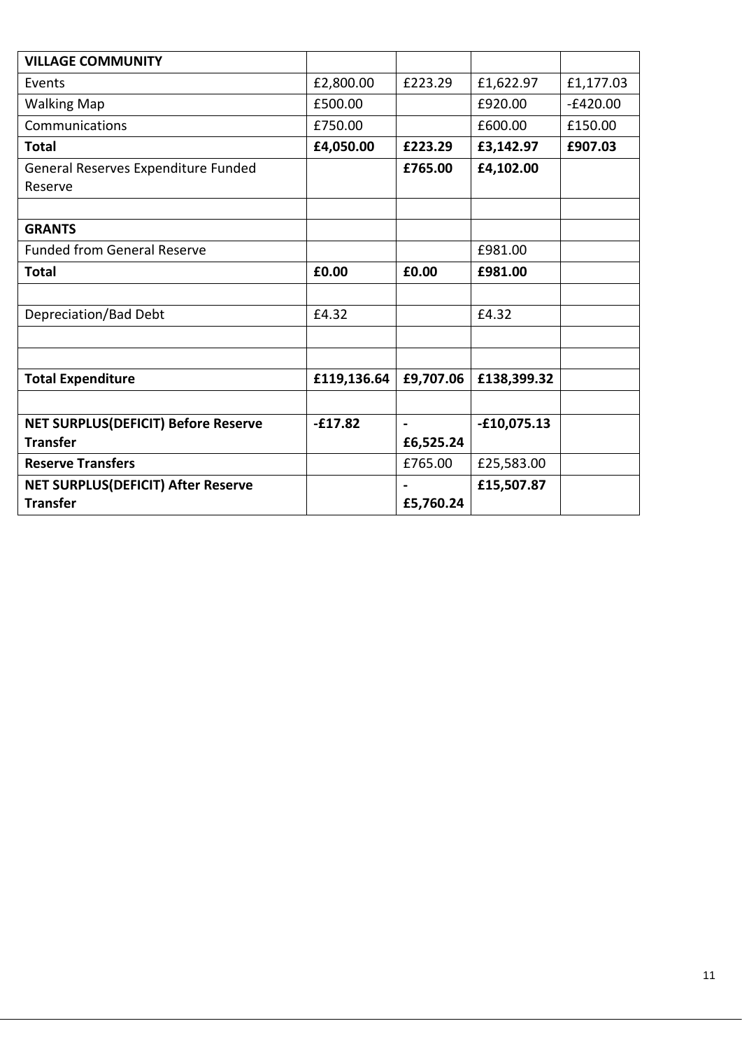| **VILLAGE COMMUNITY** | | | | |
|---|---|---|---|---|
| Events | £2,800.00 | £223.29 | £1,622.97 | £1,177.03 |
| Walking Map | £500.00 | | £920.00 | -£420.00 |
| Communications | £750.00 | | £600.00 | £150.00 |
| **Total** | **£4,050.00** | **£223.29** | **£3,142.97** | **£907.03** |
| General Reserves Expenditure Funded Reserve | | **£765.00** | **£4,102.00** | |
| | | | | |
| **GRANTS** | | | | |
| Funded from General Reserve | | | £981.00 | |
| **Total** | **£0.00** | **£0.00** | **£981.00** | |
| | | | | |
| Depreciation/Bad Debt | £4.32 | | £4.32 | |
| | | | | |
| | | | | |
| **Total Expenditure** | **£119,136.64** | **£9,707.06** | **£138,399.32** | |
| | | | | |
| **NET SURPLUS(DEFICIT) Before Reserve Transfer** | **-£17.82** | **-£6,525.24** | **-£10,075.13** | |
| **Reserve Transfers** | | £765.00 | £25,583.00 | |
| **NET SURPLUS(DEFICIT) After Reserve Transfer** | | **-£5,760.24** | **£15,507.87** | |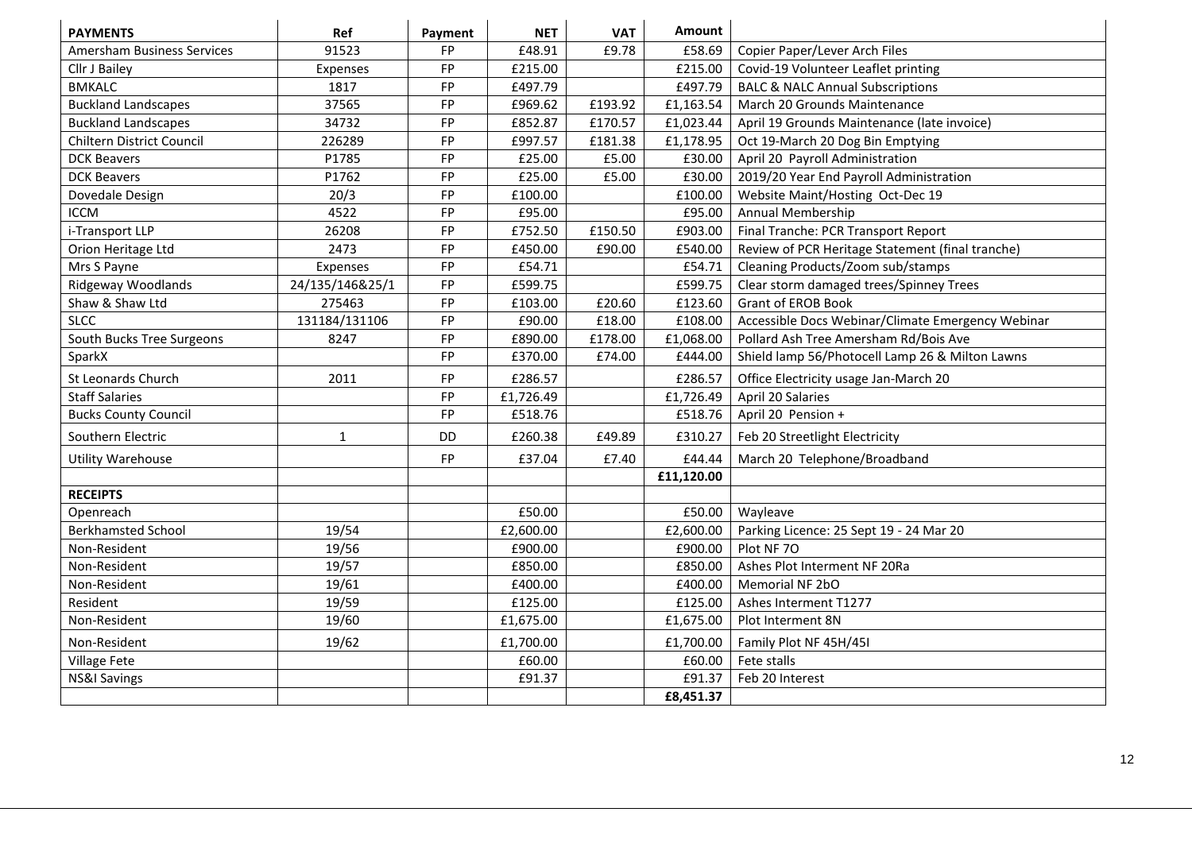| PAYMENTS | Ref | Payment | NET | VAT | Amount | |
|---|---|---|---|---|---|---|
| Amersham Business Services | 91523 | FP | £48.91 | £9.78 | £58.69 | Copier Paper/Lever Arch Files |
| Cllr J Bailey | Expenses | FP | £215.00 | | £215.00 | Covid-19 Volunteer Leaflet printing |
| BMKALC | 1817 | FP | £497.79 | | £497.79 | BALC & NALC Annual Subscriptions |
| Buckland Landscapes | 37565 | FP | £969.62 | £193.92 | £1,163.54 | March 20 Grounds Maintenance |
| Buckland Landscapes | 34732 | FP | £852.87 | £170.57 | £1,023.44 | April 19 Grounds Maintenance (late invoice) |
| Chiltern District Council | 226289 | FP | £997.57 | £181.38 | £1,178.95 | Oct 19-March 20 Dog Bin Emptying |
| DCK Beavers | P1785 | FP | £25.00 | £5.00 | £30.00 | April 20 Payroll Administration |
| DCK Beavers | P1762 | FP | £25.00 | £5.00 | £30.00 | 2019/20 Year End Payroll Administration |
| Dovedale Design | 20/3 | FP | £100.00 | | £100.00 | Website Maint/Hosting Oct-Dec 19 |
| ICCM | 4522 | FP | £95.00 | | £95.00 | Annual Membership |
| i-Transport LLP | 26208 | FP | £752.50 | £150.50 | £903.00 | Final Tranche: PCR Transport Report |
| Orion Heritage Ltd | 2473 | FP | £450.00 | £90.00 | £540.00 | Review of PCR Heritage Statement (final tranche) |
| Mrs S Payne | Expenses | FP | £54.71 | | £54.71 | Cleaning Products/Zoom sub/stamps |
| Ridgeway Woodlands | 24/135/146&25/1 | FP | £599.75 | | £599.75 | Clear storm damaged trees/Spinney Trees |
| Shaw & Shaw Ltd | 275463 | FP | £103.00 | £20.60 | £123.60 | Grant of EROB Book |
| SLCC | 131184/131106 | FP | £90.00 | £18.00 | £108.00 | Accessible Docs Webinar/Climate Emergency Webinar |
| South Bucks Tree Surgeons | 8247 | FP | £890.00 | £178.00 | £1,068.00 | Pollard Ash Tree Amersham Rd/Bois Ave |
| SparkX | | FP | £370.00 | £74.00 | £444.00 | Shield lamp 56/Photocell Lamp 26 & Milton Lawns |
| St Leonards Church | 2011 | FP | £286.57 | | £286.57 | Office Electricity usage Jan-March 20 |
| Staff Salaries | | FP | £1,726.49 | | £1,726.49 | April 20 Salaries |
| Bucks County Council | | FP | £518.76 | | £518.76 | April 20 Pension + |
| Southern Electric | 1 | DD | £260.38 | £49.89 | £310.27 | Feb 20 Streetlight Electricity |
| Utility Warehouse | | FP | £37.04 | £7.40 | £44.44 | March 20 Telephone/Broadband |
| | | | | | **£11,120.00** | |
| **RECEIPTS** | | | | | | |
| Openreach | | | £50.00 | | £50.00 | Wayleave |
| Berkhamsted School | 19/54 | | £2,600.00 | | £2,600.00 | Parking Licence: 25 Sept 19 - 24 Mar 20 |
| Non-Resident | 19/56 | | £900.00 | | £900.00 | Plot NF 7O |
| Non-Resident | 19/57 | | £850.00 | | £850.00 | Ashes Plot Interment NF 20Ra |
| Non-Resident | 19/61 | | £400.00 | | £400.00 | Memorial NF 2bO |
| Resident | 19/59 | | £125.00 | | £125.00 | Ashes Interment T1277 |
| Non-Resident | 19/60 | | £1,675.00 | | £1,675.00 | Plot Interment 8N |
| Non-Resident | 19/62 | | £1,700.00 | | £1,700.00 | Family Plot NF 45H/45I |
| Village Fete | | | £60.00 | | £60.00 | Fete stalls |
| NS&I Savings | | | £91.37 | | £91.37 | Feb 20 Interest |
| | | | | | **£8,451.37** | |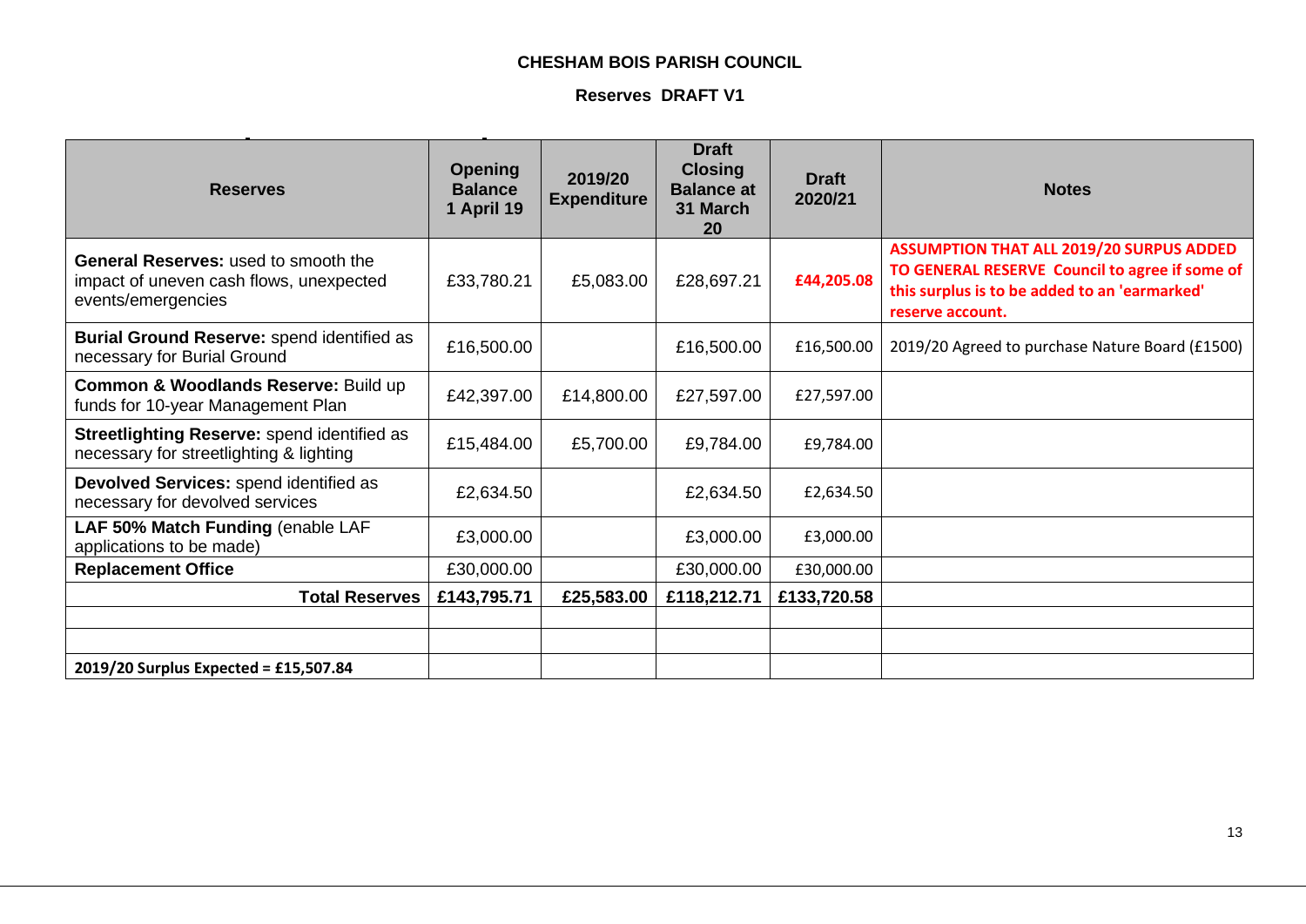**CHESHAM BOIS PARISH COUNCIL**

**Reserves DRAFT V1**

| Reserves | Opening Balance 1 April 19 | 2019/20 Expenditure | Draft Closing Balance at 31 March 20 | Draft 2020/21 | Notes |
|---|---|---|---|---|---|
| **General Reserves:** used to smooth the impact of uneven cash flows, unexpected events/emergencies | £33,780.21 | £5,083.00 | £28,697.21 | **£44,205.08** | **ASSUMPTION THAT ALL 2019/20 SURPUS ADDED TO GENERAL RESERVE Council to agree if some of this surplus is to be added to an 'earmarked' reserve account.** |
| **Burial Ground Reserve:** spend identified as necessary for Burial Ground | £16,500.00 | | £16,500.00 | £16,500.00 | 2019/20 Agreed to purchase Nature Board (£1500) |
| **Common & Woodlands Reserve:** Build up funds for 10-year Management Plan | £42,397.00 | £14,800.00 | £27,597.00 | £27,597.00 | |
| **Streetlighting Reserve:** spend identified as necessary for streetlighting & lighting | £15,484.00 | £5,700.00 | £9,784.00 | £9,784.00 | |
| **Devolved Services:** spend identified as necessary for devolved services | £2,634.50 | | £2,634.50 | £2,634.50 | |
| **LAF 50% Match Funding** (enable LAF applications to be made) | £3,000.00 | | £3,000.00 | £3,000.00 | |
| **Replacement Office** | £30,000.00 | | £30,000.00 | £30,000.00 | |
| **Total Reserves** | **£143,795.71** | **£25,583.00** | **£118,212.71** | **£133,720.58** | |
| | | | | | |
| | | | | | |
| **2019/20 Surplus Expected = £15,507.84** | | | | | |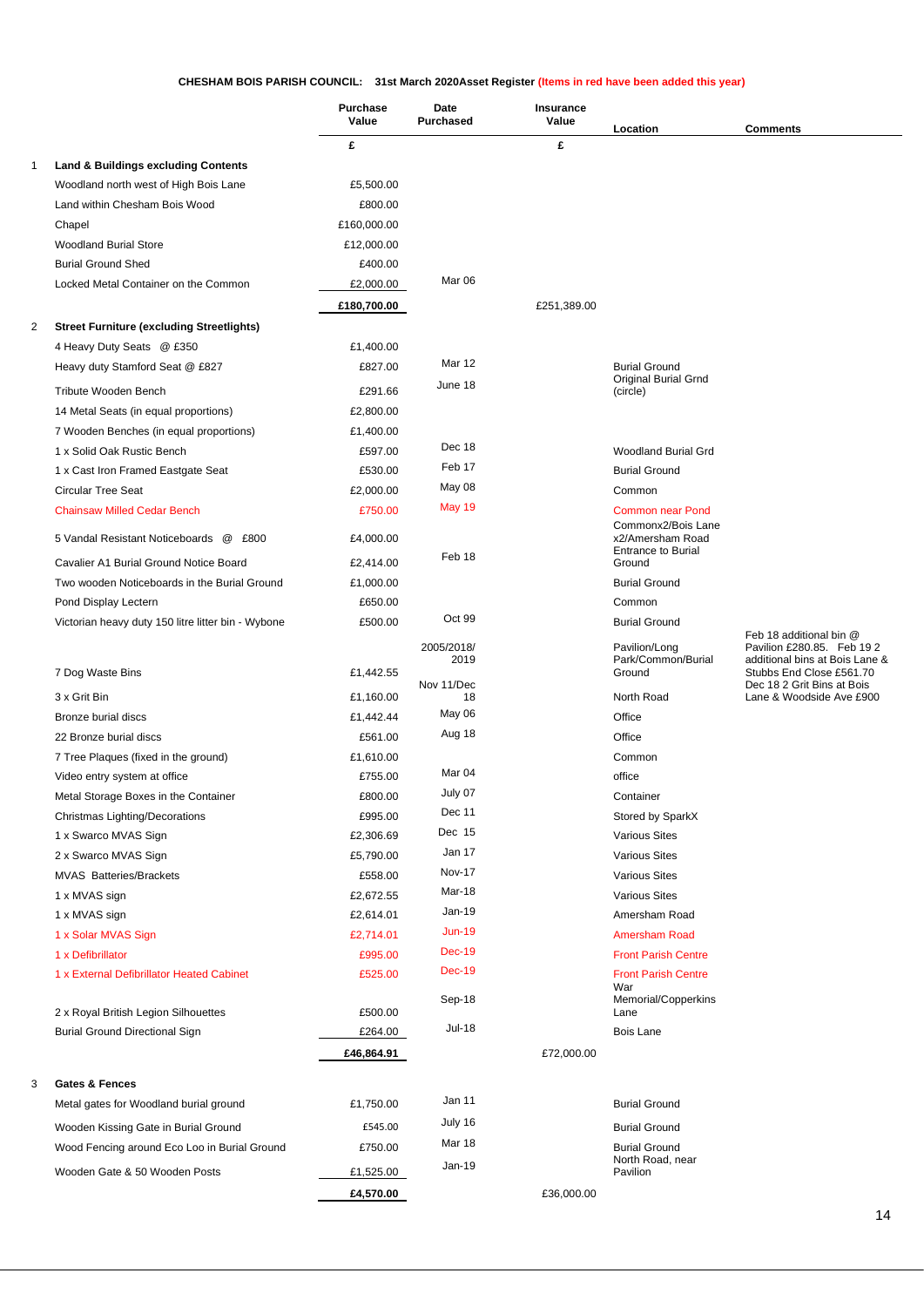**CHESHAM BOIS PARISH COUNCIL: 31st March 2020Asset Register (Items in red have been added this year)**

| | | Purchase Value | Date Purchased | Insurance Value | Location | Comments |
|---|---|---|---|---|---|---|
| | | £ | | £ | | |
| 1 | **Land & Buildings excluding Contents** | | | | | |
| | Woodland north west of High Bois Lane | £5,500.00 | | | | |
| | Land within Chesham Bois Wood | £800.00 | | | | |
| | Chapel | £160,000.00 | | | | |
| | Woodland Burial Store | £12,000.00 | | | | |
| | Burial Ground Shed | £400.00 | | | | |
| | Locked Metal Container on the Common | £2,000.00 | Mar 06 | | | |
| | | **£180,700.00** | | £251,389.00 | | |
| 2 | **Street Furniture (excluding Streetlights)** | | | | | |
| | 4 Heavy Duty Seats @ £350 | £1,400.00 | | | | |
| | Heavy duty Stamford Seat @ £827 | £827.00 | Mar 12 | | Burial Ground | |
| | Tribute Wooden Bench | £291.66 | June 18 | | Original Burial Grnd (circle) | |
| | 14 Metal Seats (in equal proportions) | £2,800.00 | | | | |
| | 7 Wooden Benches (in equal proportions) | £1,400.00 | | | | |
| | 1 x Solid Oak Rustic Bench | £597.00 | Dec 18 | | Woodland Burial Grd | |
| | 1 x Cast Iron Framed Eastgate Seat | £530.00 | Feb 17 | | Burial Ground | |
| | Circular Tree Seat | £2,000.00 | May 08 | | Common | |
| | Chainsaw Milled Cedar Bench | £750.00 | May 19 | | Common near Pond | |
| | 5 Vandal Resistant Noticeboards @ £800 | £4,000.00 | | | Commonx2/Bois Lane x2/Amersham Road | |
| | Cavalier A1 Burial Ground Notice Board | £2,414.00 | Feb 18 | | Entrance to Burial Ground | |
| | Two wooden Noticeboards in the Burial Ground | £1,000.00 | | | Burial Ground | |
| | Pond Display Lectern | £650.00 | | | Common | |
| | Victorian heavy duty 150 litre litter bin - Wybone | £500.00 | Oct 99 | | Burial Ground | |
| | 7 Dog Waste Bins | £1,442.55 | 2005/2018/ 2019 | | Pavilion/Long Park/Common/Burial Ground | Feb 18 additional bin @ Pavilion £280.85. Feb 19 2 additional bins at Bois Lane & Stubbs End Close £561.70 |
| | 3 x Grit Bin | £1,160.00 | Nov 11/Dec 18 | | North Road | Dec 18 2 Grit Bins at Bois Lane & Woodside Ave £900 |
| | Bronze burial discs | £1,442.44 | May 06 | | Office | |
| | 22 Bronze burial discs | £561.00 | Aug 18 | | Office | |
| | 7 Tree Plaques (fixed in the ground) | £1,610.00 | | | Common | |
| | Video entry system at office | £755.00 | Mar 04 | | office | |
| | Metal Storage Boxes in the Container | £800.00 | July 07 | | Container | |
| | Christmas Lighting/Decorations | £995.00 | Dec 11 | | Stored by SparkX | |
| | 1 x Swarco MVAS Sign | £2,306.69 | Dec 15 | | Various Sites | |
| | 2 x Swarco MVAS Sign | £5,790.00 | Jan 17 | | Various Sites | |
| | MVAS Batteries/Brackets | £558.00 | Nov-17 | | Various Sites | |
| | 1 x MVAS sign | £2,672.55 | Mar-18 | | Various Sites | |
| | 1 x MVAS sign | £2,614.01 | Jan-19 | | Amersham Road | |
| | 1 x Solar MVAS Sign | £2,714.01 | Jun-19 | | Amersham Road | |
| | 1 x Defibrillator | £995.00 | Dec-19 | | Front Parish Centre | |
| | 1 x External Defibrillator Heated Cabinet | £525.00 | Dec-19 | | Front Parish Centre | |
| | 2 x Royal British Legion Silhouettes | £500.00 | Sep-18 | | War Memorial/Copperkins Lane | |
| | Burial Ground Directional Sign | £264.00 | Jul-18 | | Bois Lane | |
| | | **£46,864.91** | | £72,000.00 | | |
| 3 | **Gates & Fences** | | | | | |
| | Metal gates for Woodland burial ground | £1,750.00 | Jan 11 | | Burial Ground | |
| | Wooden Kissing Gate in Burial Ground | £545.00 | July 16 | | Burial Ground | |
| | Wood Fencing around Eco Loo in Burial Ground | £750.00 | Mar 18 | | Burial Ground | |
| | Wooden Gate & 50 Wooden Posts | £1,525.00 | Jan-19 | | North Road, near Pavilion | |
| | | **£4,570.00** | | £36,000.00 | | |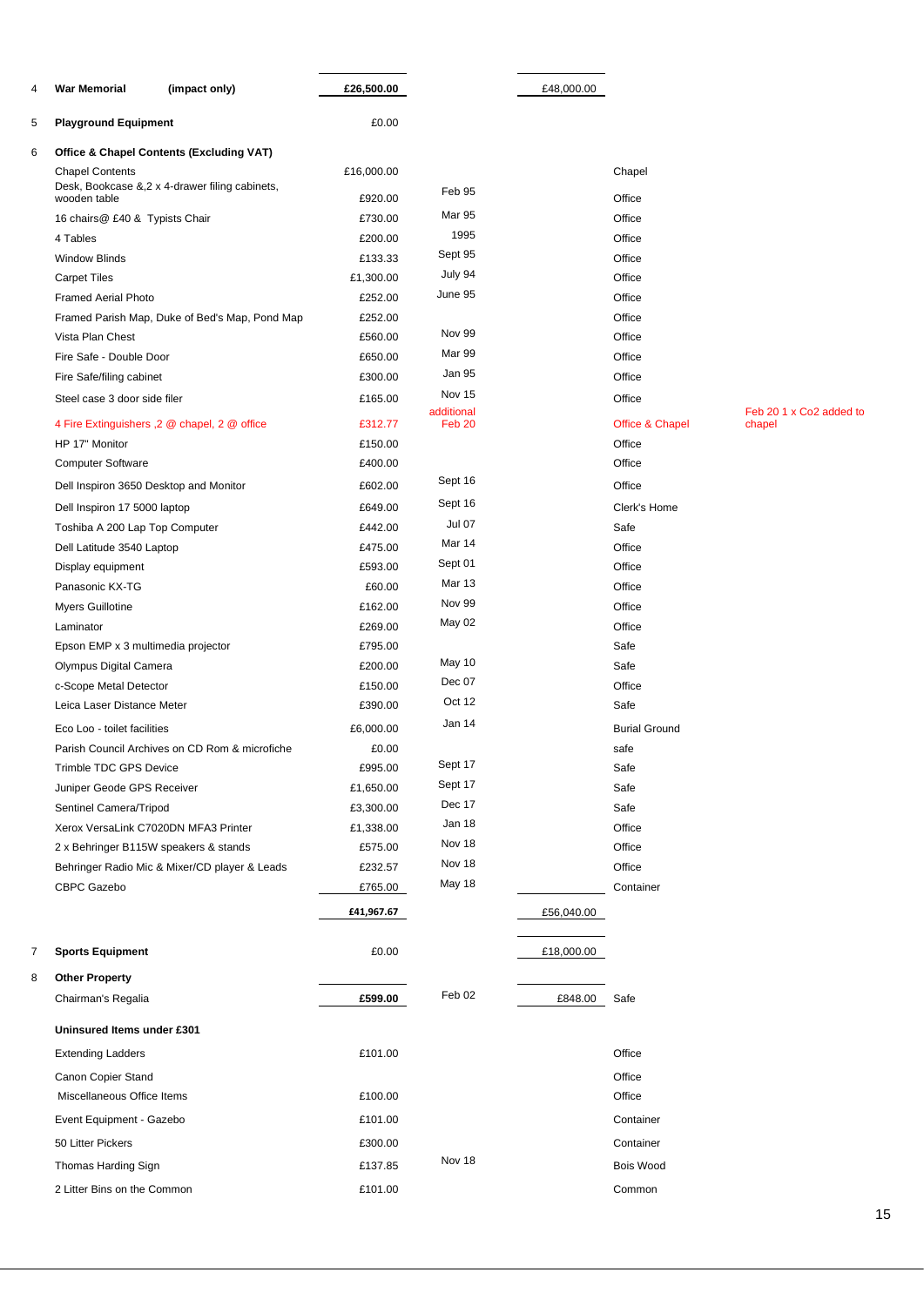| No. | Item | Value | Date | Total | Location | Notes |
|---|---|---|---|---|---|---|
| 4 | **War Memorial** **(impact only)** | **£26,500.00** | | £48,000.00 | | |
| 5 | **Playground Equipment** | £0.00 | | | | |
| 6 | **Office & Chapel Contents (Excluding VAT)** | | | | | |
| | Chapel Contents | £16,000.00 | | | Chapel | |
| | Desk, Bookcase &,2 x 4-drawer filing cabinets, wooden table | £920.00 | Feb 95 | | Office | |
| | 16 chairs@ £40 & Typists Chair | £730.00 | Mar 95 | | Office | |
| | 4 Tables | £200.00 | 1995 | | Office | |
| | Window Blinds | £133.33 | Sept 95 | | Office | |
| | Carpet Tiles | £1,300.00 | July 94 | | Office | |
| | Framed Aerial Photo | £252.00 | June 95 | | Office | |
| | Framed Parish Map, Duke of Bed's Map, Pond Map | £252.00 | | | Office | |
| | Vista Plan Chest | £560.00 | Nov 99 | | Office | |
| | Fire Safe - Double Door | £650.00 | Mar 99 | | Office | |
| | Fire Safe/filing cabinet | £300.00 | Jan 95 | | Office | |
| | Steel case 3 door side filer | £165.00 | Nov 15 | | Office | |
| | 4 Fire Extinguishers ,2 @ chapel, 2 @ office | £312.77 | additional Feb 20 | | Office & Chapel | Feb 20 1 x Co2 added to chapel |
| | HP 17" Monitor | £150.00 | | | Office | |
| | Computer Software | £400.00 | | | Office | |
| | Dell Inspiron 3650 Desktop and Monitor | £602.00 | Sept 16 | | Office | |
| | Dell Inspiron 17 5000 laptop | £649.00 | Sept 16 | | Clerk's Home | |
| | Toshiba A 200 Lap Top Computer | £442.00 | Jul 07 | | Safe | |
| | Dell Latitude 3540 Laptop | £475.00 | Mar 14 | | Office | |
| | Display equipment | £593.00 | Sept 01 | | Office | |
| | Panasonic KX-TG | £60.00 | Mar 13 | | Office | |
| | Myers Guillotine | £162.00 | Nov 99 | | Office | |
| | Laminator | £269.00 | May 02 | | Office | |
| | Epson EMP x 3 multimedia projector | £795.00 | | | Safe | |
| | Olympus Digital Camera | £200.00 | May 10 | | Safe | |
| | c-Scope Metal Detector | £150.00 | Dec 07 | | Office | |
| | Leica Laser Distance Meter | £390.00 | Oct 12 | | Safe | |
| | Eco Loo - toilet facilities | £6,000.00 | Jan 14 | | Burial Ground | |
| | Parish Council Archives on CD Rom & microfiche | £0.00 | | | safe | |
| | Trimble TDC GPS Device | £995.00 | Sept 17 | | Safe | |
| | Juniper Geode GPS Receiver | £1,650.00 | Sept 17 | | Safe | |
| | Sentinel Camera/Tripod | £3,300.00 | Dec 17 | | Safe | |
| | Xerox VersaLink C7020DN MFA3 Printer | £1,338.00 | Jan 18 | | Office | |
| | 2 x Behringer B115W speakers & stands | £575.00 | Nov 18 | | Office | |
| | Behringer Radio Mic & Mixer/CD player & Leads | £232.57 | Nov 18 | | Office | |
| | CBPC Gazebo | £765.00 | May 18 | | Container | |
| | | **£41,967.67** | | £56,040.00 | | |
| 7 | **Sports Equipment** | £0.00 | | £18,000.00 | | |
| 8 | **Other Property** | | | | | |
| | Chairman's Regalia | **£599.00** | Feb 02 | £848.00 | Safe | |
| | **Uninsured Items under £301** | | | | | |
| | Extending Ladders | £101.00 | | | Office | |
| | Canon Copier Stand | | | | Office | |
| | Miscellaneous Office Items | £100.00 | | | Office | |
| | Event Equipment - Gazebo | £101.00 | | | Container | |
| | 50 Litter Pickers | £300.00 | | | Container | |
| | Thomas Harding Sign | £137.85 | Nov 18 | | Bois Wood | |
| | 2 Litter Bins on the Common | £101.00 | | | Common | |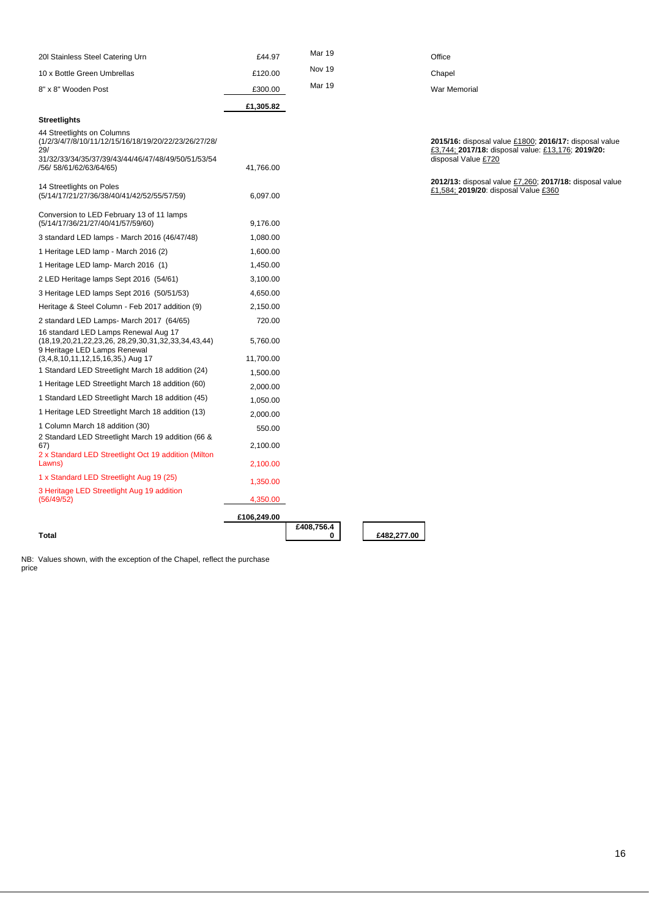| Item | Value | Date | | Location / Notes |
|---|---|---|---|---|
| 20l Stainless Steel Catering Urn | £44.97 | Mar 19 | | Office |
| 10 x Bottle Green Umbrellas | £120.00 | Nov 19 | | Chapel |
| 8" x 8" Wooden Post | £300.00 | Mar 19 | | War Memorial |
| | **£1,305.82** | | | |
| **Streetlights** | | | | |
| 44 Streetlights on Columns (1/2/3/4/7/8/10/11/12/15/16/18/19/20/22/23/26/27/28/29/ 31/32/33/34/35/37/39/43/44/46/47/48/49/50/51/53/54 /56/ 58/61/62/63/64/65) | 41,766.00 | | | **2015/16:** disposal value £1800; **2016/17:** disposal value £3,744; **2017/18:** disposal value: £13,176; **2019/20:** disposal Value £720 |
| 14 Streetlights on Poles (5/14/17/21/27/36/38/40/41/42/52/55/57/59) | 6,097.00 | | | **2012/13:** disposal value £7,260; **2017/18:** disposal value £1,584; **2019/20**: disposal Value £360 |
| Conversion to LED February 13 of 11 lamps (5/14/17/36/21/27/40/41/57/59/60) | 9,176.00 | | | |
| 3 standard LED lamps - March 2016 (46/47/48) | 1,080.00 | | | |
| 1 Heritage LED lamp - March 2016 (2) | 1,600.00 | | | |
| 1 Heritage LED lamp- March 2016 (1) | 1,450.00 | | | |
| 2 LED Heritage lamps Sept 2016 (54/61) | 3,100.00 | | | |
| 3 Heritage LED lamps Sept 2016 (50/51/53) | 4,650.00 | | | |
| Heritage & Steel Column - Feb 2017 addition (9) | 2,150.00 | | | |
| 2 standard LED Lamps- March 2017 (64/65) | 720.00 | | | |
| 16 standard LED Lamps Renewal Aug 17 (18,19,20,21,22,23,26, 28,29,30,31,32,33,34,43,44) | 5,760.00 | | | |
| 9 Heritage LED Lamps Renewal (3,4,8,10,11,12,15,16,35,) Aug 17 | 11,700.00 | | | |
| 1 Standard LED Streetlight March 18 addition (24) | 1,500.00 | | | |
| 1 Heritage LED Streetlight March 18 addition (60) | 2,000.00 | | | |
| 1 Standard LED Streetlight March 18 addition (45) | 1,050.00 | | | |
| 1 Heritage LED Streetlight March 18 addition (13) | 2,000.00 | | | |
| 1 Column March 18 addition (30) | 550.00 | | | |
| 2 Standard LED Streetlight March 19 addition (66 & 67) | 2,100.00 | | | |
| 2 x Standard LED Streetlight Oct 19 addition (Milton Lawns) | 2,100.00 | | | |
| 1 x Standard LED Streetlight Aug 19 (25) | 1,350.00 | | | |
| 3 Heritage LED Streetlight Aug 19 addition (56/49/52) | 4,350.00 | | | |
| | **£106,249.00** | | | |
| **Total** | | **£408,756.40** | **£482,277.00** | |

NB: Values shown, with the exception of the Chapel, reflect the purchase price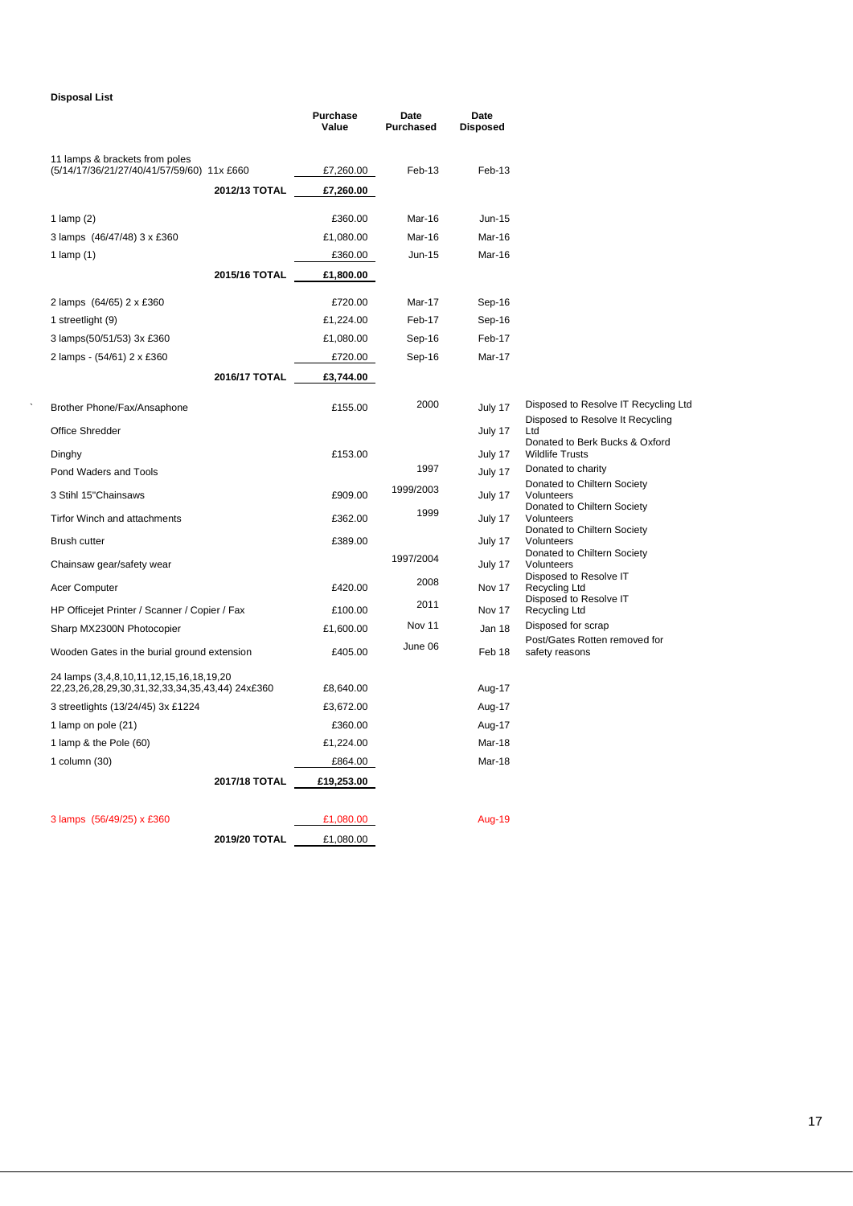**Disposal List**

| | Purchase Value | Date Purchased | Date Disposed | |
|---|---|---|---|---|
| 11 lamps & brackets from poles (5/14/17/36/21/27/40/41/57/59/60) 11x £660 | £7,260.00 | Feb-13 | Feb-13 | |
| **2012/13 TOTAL** | **£7,260.00** | | | |
| 1 lamp (2) | £360.00 | Mar-16 | Jun-15 | |
| 3 lamps (46/47/48) 3 x £360 | £1,080.00 | Mar-16 | Mar-16 | |
| 1 lamp (1) | £360.00 | Jun-15 | Mar-16 | |
| **2015/16 TOTAL** | **£1,800.00** | | | |
| 2 lamps (64/65) 2 x £360 | £720.00 | Mar-17 | Sep-16 | |
| 1 streetlight (9) | £1,224.00 | Feb-17 | Sep-16 | |
| 3 lamps(50/51/53) 3x £360 | £1,080.00 | Sep-16 | Feb-17 | |
| 2 lamps - (54/61) 2 x £360 | £720.00 | Sep-16 | Mar-17 | |
| **2016/17 TOTAL** | **£3,744.00** | | | |
| Brother Phone/Fax/Ansaphone | £155.00 | 2000 | July 17 | Disposed to Resolve IT Recycling Ltd |
| Office Shredder | | | July 17 | Disposed to Resolve It Recycling Ltd |
| Dinghy | £153.00 | | July 17 | Donated to Berk Bucks & Oxford Wildlife Trusts |
| Pond Waders and Tools | | 1997 | July 17 | Donated to charity |
| 3 Stihl 15"Chainsaws | £909.00 | 1999/2003 | July 17 | Donated to Chiltern Society Volunteers |
| Tirfor Winch and attachments | £362.00 | 1999 | July 17 | Donated to Chiltern Society Volunteers |
| Brush cutter | £389.00 | | July 17 | Donated to Chiltern Society Volunteers |
| Chainsaw gear/safety wear | | 1997/2004 | July 17 | Donated to Chiltern Society Volunteers |
| Acer Computer | £420.00 | 2008 | Nov 17 | Disposed to Resolve IT Recycling Ltd |
| HP Officejet Printer / Scanner / Copier / Fax | £100.00 | 2011 | Nov 17 | Disposed to Resolve IT Recycling Ltd |
| Sharp MX2300N Photocopier | £1,600.00 | Nov 11 | Jan 18 | Disposed for scrap |
| Wooden Gates in the burial ground extension | £405.00 | June 06 | Feb 18 | Post/Gates Rotten removed for safety reasons |
| 24 lamps (3,4,8,10,11,12,15,16,18,19,20 22,23,26,28,29,30,31,32,33,34,35,43,44) 24x£360 | £8,640.00 | | Aug-17 | |
| 3 streetlights (13/24/45) 3x £1224 | £3,672.00 | | Aug-17 | |
| 1 lamp on pole (21) | £360.00 | | Aug-17 | |
| 1 lamp & the Pole (60) | £1,224.00 | | Mar-18 | |
| 1 column (30) | £864.00 | | Mar-18 | |
| **2017/18 TOTAL** | **£19,253.00** | | | |
| 3 lamps (56/49/25) x £360 | £1,080.00 | | Aug-19 | |
| **2019/20 TOTAL** | £1,080.00 | | | |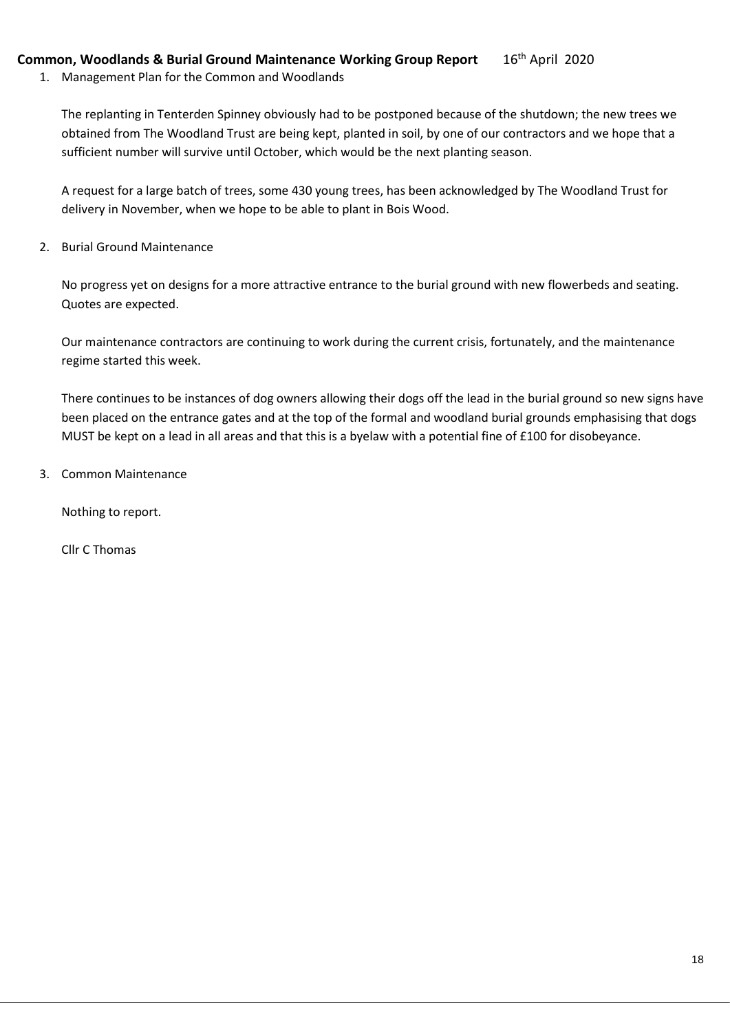**Common, Woodlands & Burial Ground Maintenance Working Group Report** 16th April 2020

1. Management Plan for the Common and Woodlands

   The replanting in Tenterden Spinney obviously had to be postponed because of the shutdown; the new trees we obtained from The Woodland Trust are being kept, planted in soil, by one of our contractors and we hope that a sufficient number will survive until October, which would be the next planting season.

   A request for a large batch of trees, some 430 young trees, has been acknowledged by The Woodland Trust for delivery in November, when we hope to be able to plant in Bois Wood.

2. Burial Ground Maintenance

   No progress yet on designs for a more attractive entrance to the burial ground with new flowerbeds and seating. Quotes are expected.

   Our maintenance contractors are continuing to work during the current crisis, fortunately, and the maintenance regime started this week.

   There continues to be instances of dog owners allowing their dogs off the lead in the burial ground so new signs have been placed on the entrance gates and at the top of the formal and woodland burial grounds emphasising that dogs MUST be kept on a lead in all areas and that this is a byelaw with a potential fine of £100 for disobeyance.

3. Common Maintenance

   Nothing to report.

   Cllr C Thomas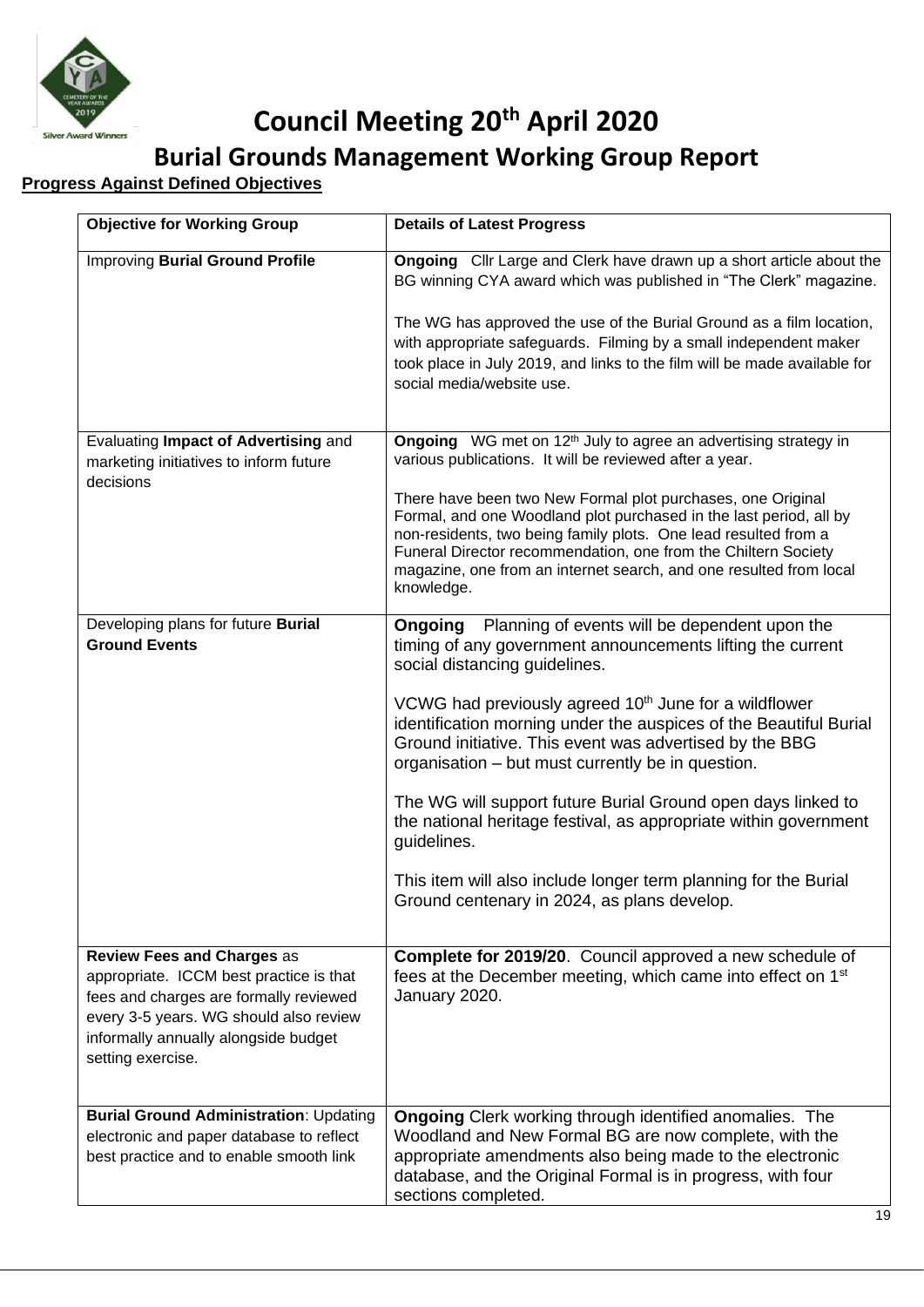# Council Meeting 20th April 2020

## Burial Grounds Management Working Group Report

**Progress Against Defined Objectives**

| Objective for Working Group | Details of Latest Progress |
|---|---|
| Improving **Burial Ground Profile** | **Ongoing** Cllr Large and Clerk have drawn up a short article about the BG winning CYA award which was published in "The Clerk" magazine.<br><br>The WG has approved the use of the Burial Ground as a film location, with appropriate safeguards. Filming by a small independent maker took place in July 2019, and links to the film will be made available for social media/website use. |
| Evaluating **Impact of Advertising** and marketing initiatives to inform future decisions | **Ongoing** WG met on 12th July to agree an advertising strategy in various publications. It will be reviewed after a year.<br><br>There have been two New Formal plot purchases, one Original Formal, and one Woodland plot purchased in the last period, all by non-residents, two being family plots. One lead resulted from a Funeral Director recommendation, one from the Chiltern Society magazine, one from an internet search, and one resulted from local knowledge. |
| Developing plans for future **Burial Ground Events** | **Ongoing** Planning of events will be dependent upon the timing of any government announcements lifting the current social distancing guidelines.<br><br>VCWG had previously agreed 10th June for a wildflower identification morning under the auspices of the Beautiful Burial Ground initiative. This event was advertised by the BBG organisation – but must currently be in question.<br><br>The WG will support future Burial Ground open days linked to the national heritage festival, as appropriate within government guidelines.<br><br>This item will also include longer term planning for the Burial Ground centenary in 2024, as plans develop. |
| **Review Fees and Charges** as appropriate. ICCM best practice is that fees and charges are formally reviewed every 3-5 years. WG should also review informally annually alongside budget setting exercise. | **Complete for 2019/20**. Council approved a new schedule of fees at the December meeting, which came into effect on 1st January 2020. |
| **Burial Ground Administration**: Updating electronic and paper database to reflect best practice and to enable smooth link | **Ongoing** Clerk working through identified anomalies. The Woodland and New Formal BG are now complete, with the appropriate amendments also being made to the electronic database, and the Original Formal is in progress, with four sections completed. |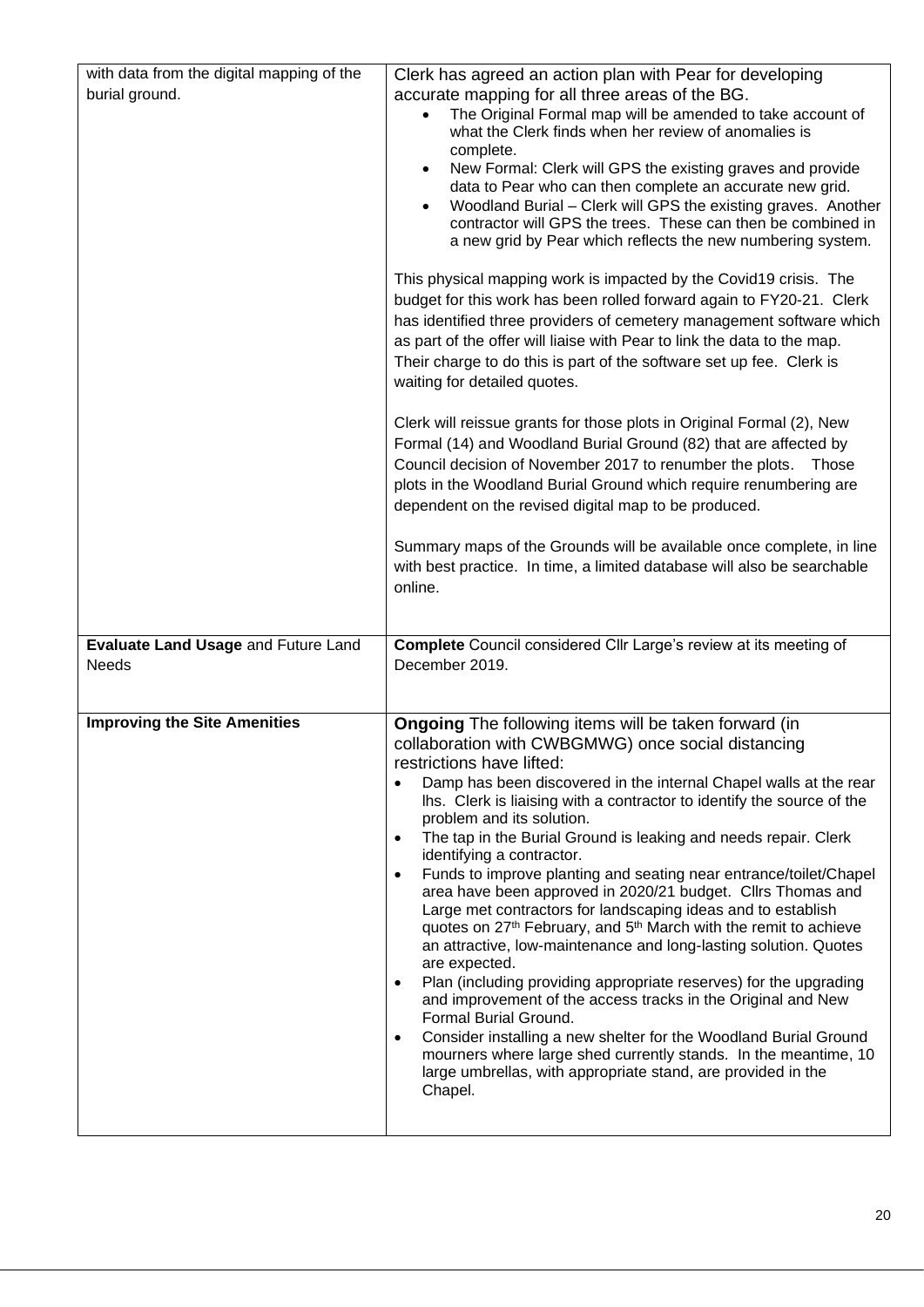| | |
|---|---|
| with data from the digital mapping of the burial ground. | Clerk has agreed an action plan with Pear for developing accurate mapping for all three areas of the BG.<br>• The Original Formal map will be amended to take account of what the Clerk finds when her review of anomalies is complete.<br>• New Formal: Clerk will GPS the existing graves and provide data to Pear who can then complete an accurate new grid.<br>• Woodland Burial – Clerk will GPS the existing graves. Another contractor will GPS the trees. These can then be combined in a new grid by Pear which reflects the new numbering system.<br><br>This physical mapping work is impacted by the Covid19 crisis. The budget for this work has been rolled forward again to FY20-21. Clerk has identified three providers of cemetery management software which as part of the offer will liaise with Pear to link the data to the map. Their charge to do this is part of the software set up fee. Clerk is waiting for detailed quotes.<br><br>Clerk will reissue grants for those plots in Original Formal (2), New Formal (14) and Woodland Burial Ground (82) that are affected by Council decision of November 2017 to renumber the plots. Those plots in the Woodland Burial Ground which require renumbering are dependent on the revised digital map to be produced.<br><br>Summary maps of the Grounds will be available once complete, in line with best practice. In time, a limited database will also be searchable online. |
| **Evaluate Land Usage** and Future Land Needs | **Complete** Council considered Cllr Large's review at its meeting of December 2019. |
| **Improving the Site Amenities** | **Ongoing** The following items will be taken forward (in collaboration with CWBGMWG) once social distancing restrictions have lifted:<br>• Damp has been discovered in the internal Chapel walls at the rear lhs. Clerk is liaising with a contractor to identify the source of the problem and its solution.<br>• The tap in the Burial Ground is leaking and needs repair. Clerk identifying a contractor.<br>• Funds to improve planting and seating near entrance/toilet/Chapel area have been approved in 2020/21 budget. Cllrs Thomas and Large met contractors for landscaping ideas and to establish quotes on 27th February, and 5th March with the remit to achieve an attractive, low-maintenance and long-lasting solution. Quotes are expected.<br>• Plan (including providing appropriate reserves) for the upgrading and improvement of the access tracks in the Original and New Formal Burial Ground.<br>• Consider installing a new shelter for the Woodland Burial Ground mourners where large shed currently stands. In the meantime, 10 large umbrellas, with appropriate stand, are provided in the Chapel. |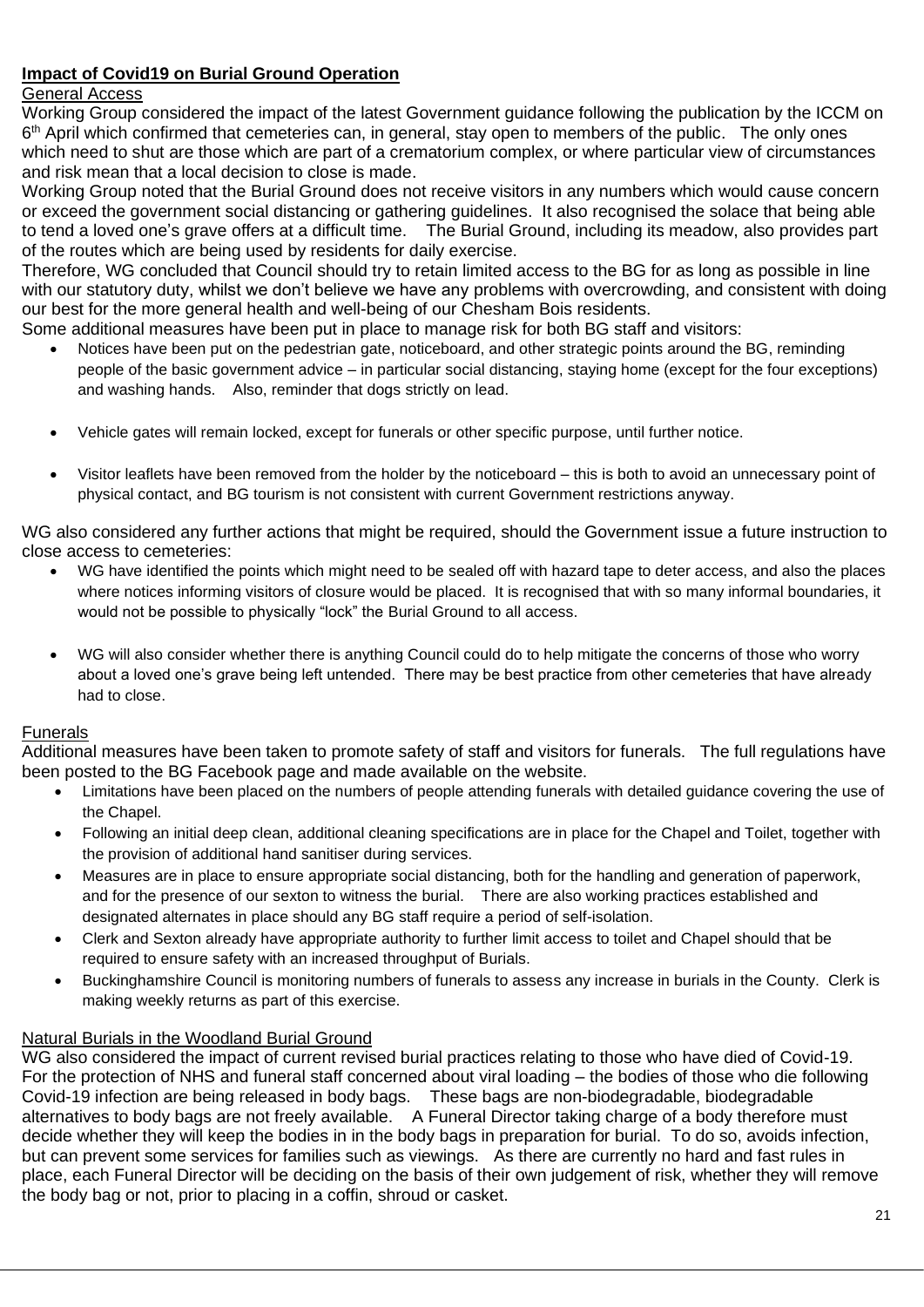**Impact of Covid19 on Burial Ground Operation**

General Access

Working Group considered the impact of the latest Government guidance following the publication by the ICCM on 6th April which confirmed that cemeteries can, in general, stay open to members of the public. The only ones which need to shut are those which are part of a crematorium complex, or where particular view of circumstances and risk mean that a local decision to close is made.

Working Group noted that the Burial Ground does not receive visitors in any numbers which would cause concern or exceed the government social distancing or gathering guidelines. It also recognised the solace that being able to tend a loved one's grave offers at a difficult time. The Burial Ground, including its meadow, also provides part of the routes which are being used by residents for daily exercise.

Therefore, WG concluded that Council should try to retain limited access to the BG for as long as possible in line with our statutory duty, whilst we don't believe we have any problems with overcrowding, and consistent with doing our best for the more general health and well-being of our Chesham Bois residents.

Some additional measures have been put in place to manage risk for both BG staff and visitors:

- Notices have been put on the pedestrian gate, noticeboard, and other strategic points around the BG, reminding people of the basic government advice – in particular social distancing, staying home (except for the four exceptions) and washing hands. Also, reminder that dogs strictly on lead.
- Vehicle gates will remain locked, except for funerals or other specific purpose, until further notice.
- Visitor leaflets have been removed from the holder by the noticeboard – this is both to avoid an unnecessary point of physical contact, and BG tourism is not consistent with current Government restrictions anyway.

WG also considered any further actions that might be required, should the Government issue a future instruction to close access to cemeteries:

- WG have identified the points which might need to be sealed off with hazard tape to deter access, and also the places where notices informing visitors of closure would be placed. It is recognised that with so many informal boundaries, it would not be possible to physically "lock" the Burial Ground to all access.
- WG will also consider whether there is anything Council could do to help mitigate the concerns of those who worry about a loved one's grave being left untended. There may be best practice from other cemeteries that have already had to close.

Funerals

Additional measures have been taken to promote safety of staff and visitors for funerals. The full regulations have been posted to the BG Facebook page and made available on the website.

- Limitations have been placed on the numbers of people attending funerals with detailed guidance covering the use of the Chapel.
- Following an initial deep clean, additional cleaning specifications are in place for the Chapel and Toilet, together with the provision of additional hand sanitiser during services.
- Measures are in place to ensure appropriate social distancing, both for the handling and generation of paperwork, and for the presence of our sexton to witness the burial. There are also working practices established and designated alternates in place should any BG staff require a period of self-isolation.
- Clerk and Sexton already have appropriate authority to further limit access to toilet and Chapel should that be required to ensure safety with an increased throughput of Burials.
- Buckinghamshire Council is monitoring numbers of funerals to assess any increase in burials in the County. Clerk is making weekly returns as part of this exercise.

Natural Burials in the Woodland Burial Ground

WG also considered the impact of current revised burial practices relating to those who have died of Covid-19. For the protection of NHS and funeral staff concerned about viral loading – the bodies of those who die following Covid-19 infection are being released in body bags. These bags are non-biodegradable, biodegradable alternatives to body bags are not freely available. A Funeral Director taking charge of a body therefore must decide whether they will keep the bodies in in the body bags in preparation for burial. To do so, avoids infection, but can prevent some services for families such as viewings. As there are currently no hard and fast rules in place, each Funeral Director will be deciding on the basis of their own judgement of risk, whether they will remove the body bag or not, prior to placing in a coffin, shroud or casket.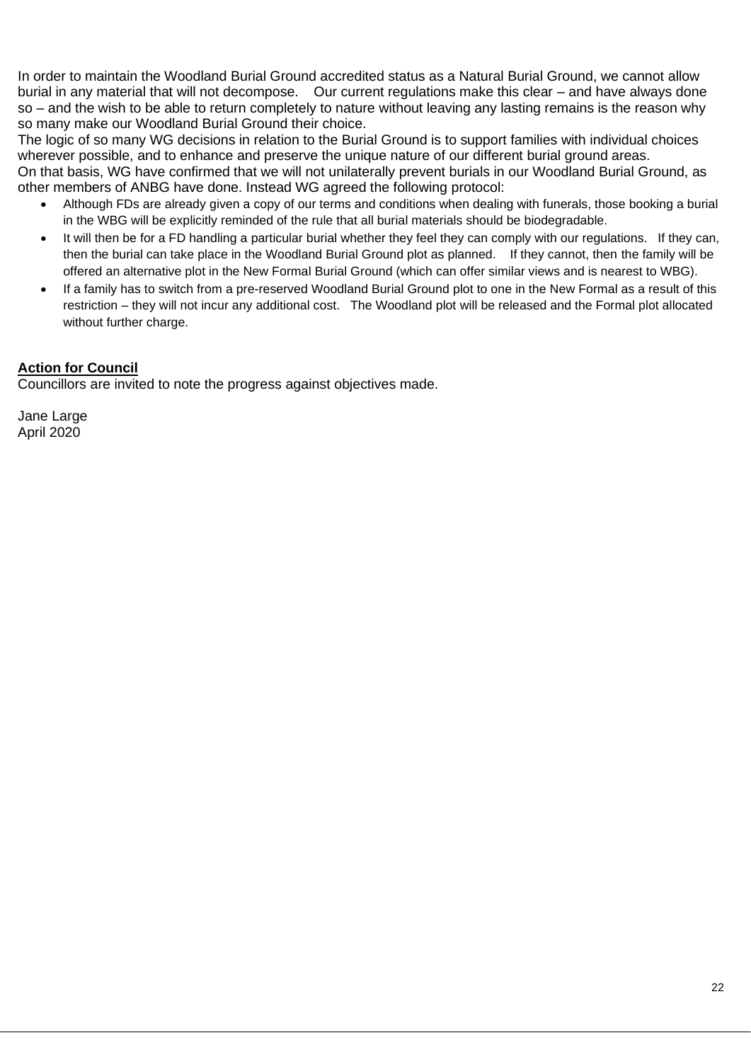In order to maintain the Woodland Burial Ground accredited status as a Natural Burial Ground, we cannot allow burial in any material that will not decompose. Our current regulations make this clear – and have always done so – and the wish to be able to return completely to nature without leaving any lasting remains is the reason why so many make our Woodland Burial Ground their choice.

The logic of so many WG decisions in relation to the Burial Ground is to support families with individual choices wherever possible, and to enhance and preserve the unique nature of our different burial ground areas.

On that basis, WG have confirmed that we will not unilaterally prevent burials in our Woodland Burial Ground, as other members of ANBG have done. Instead WG agreed the following protocol:

- Although FDs are already given a copy of our terms and conditions when dealing with funerals, those booking a burial in the WBG will be explicitly reminded of the rule that all burial materials should be biodegradable.
- It will then be for a FD handling a particular burial whether they feel they can comply with our regulations. If they can, then the burial can take place in the Woodland Burial Ground plot as planned. If they cannot, then the family will be offered an alternative plot in the New Formal Burial Ground (which can offer similar views and is nearest to WBG).
- If a family has to switch from a pre-reserved Woodland Burial Ground plot to one in the New Formal as a result of this restriction – they will not incur any additional cost. The Woodland plot will be released and the Formal plot allocated without further charge.

**Action for Council**

Councillors are invited to note the progress against objectives made.

Jane Large
April 2020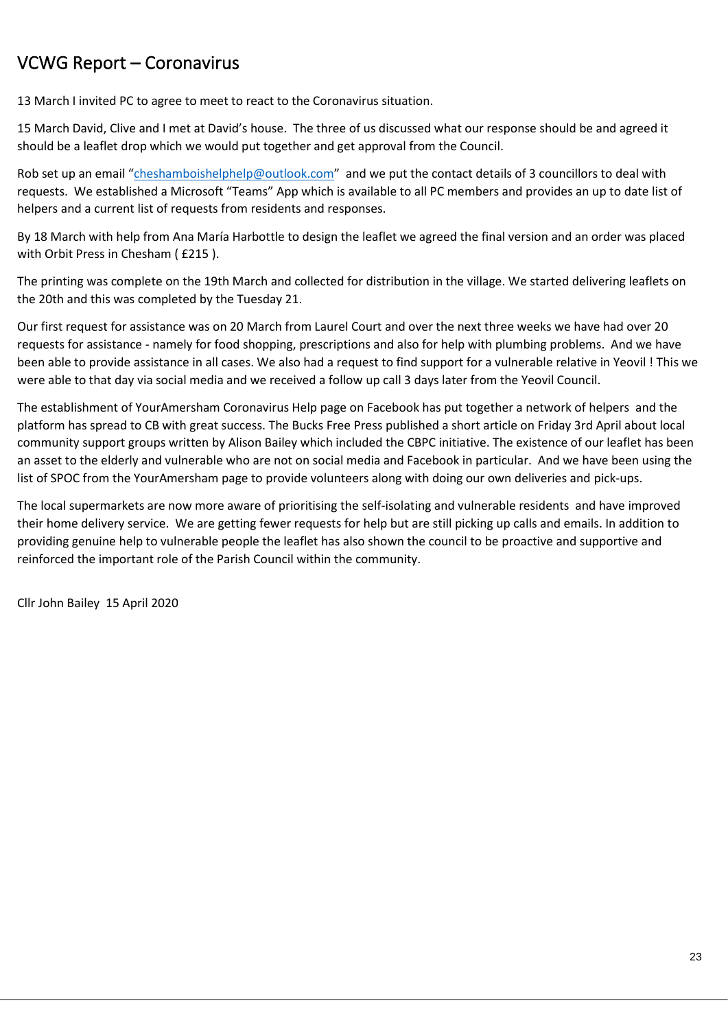# VCWG Report – Coronavirus

13 March I invited PC to agree to meet to react to the Coronavirus situation.

15 March David, Clive and I met at David's house. The three of us discussed what our response should be and agreed it should be a leaflet drop which we would put together and get approval from the Council.

Rob set up an email "cheshamboishelphelp@outlook.com" and we put the contact details of 3 councillors to deal with requests. We established a Microsoft "Teams" App which is available to all PC members and provides an up to date list of helpers and a current list of requests from residents and responses.

By 18 March with help from Ana María Harbottle to design the leaflet we agreed the final version and an order was placed with Orbit Press in Chesham ( £215 ).

The printing was complete on the 19th March and collected for distribution in the village. We started delivering leaflets on the 20th and this was completed by the Tuesday 21.

Our first request for assistance was on 20 March from Laurel Court and over the next three weeks we have had over 20 requests for assistance - namely for food shopping, prescriptions and also for help with plumbing problems. And we have been able to provide assistance in all cases. We also had a request to find support for a vulnerable relative in Yeovil ! This we were able to that day via social media and we received a follow up call 3 days later from the Yeovil Council.

The establishment of YourAmersham Coronavirus Help page on Facebook has put together a network of helpers and the platform has spread to CB with great success. The Bucks Free Press published a short article on Friday 3rd April about local community support groups written by Alison Bailey which included the CBPC initiative. The existence of our leaflet has been an asset to the elderly and vulnerable who are not on social media and Facebook in particular. And we have been using the list of SPOC from the YourAmersham page to provide volunteers along with doing our own deliveries and pick-ups.

The local supermarkets are now more aware of prioritising the self-isolating and vulnerable residents and have improved their home delivery service. We are getting fewer requests for help but are still picking up calls and emails. In addition to providing genuine help to vulnerable people the leaflet has also shown the council to be proactive and supportive and reinforced the important role of the Parish Council within the community.

Cllr John Bailey 15 April 2020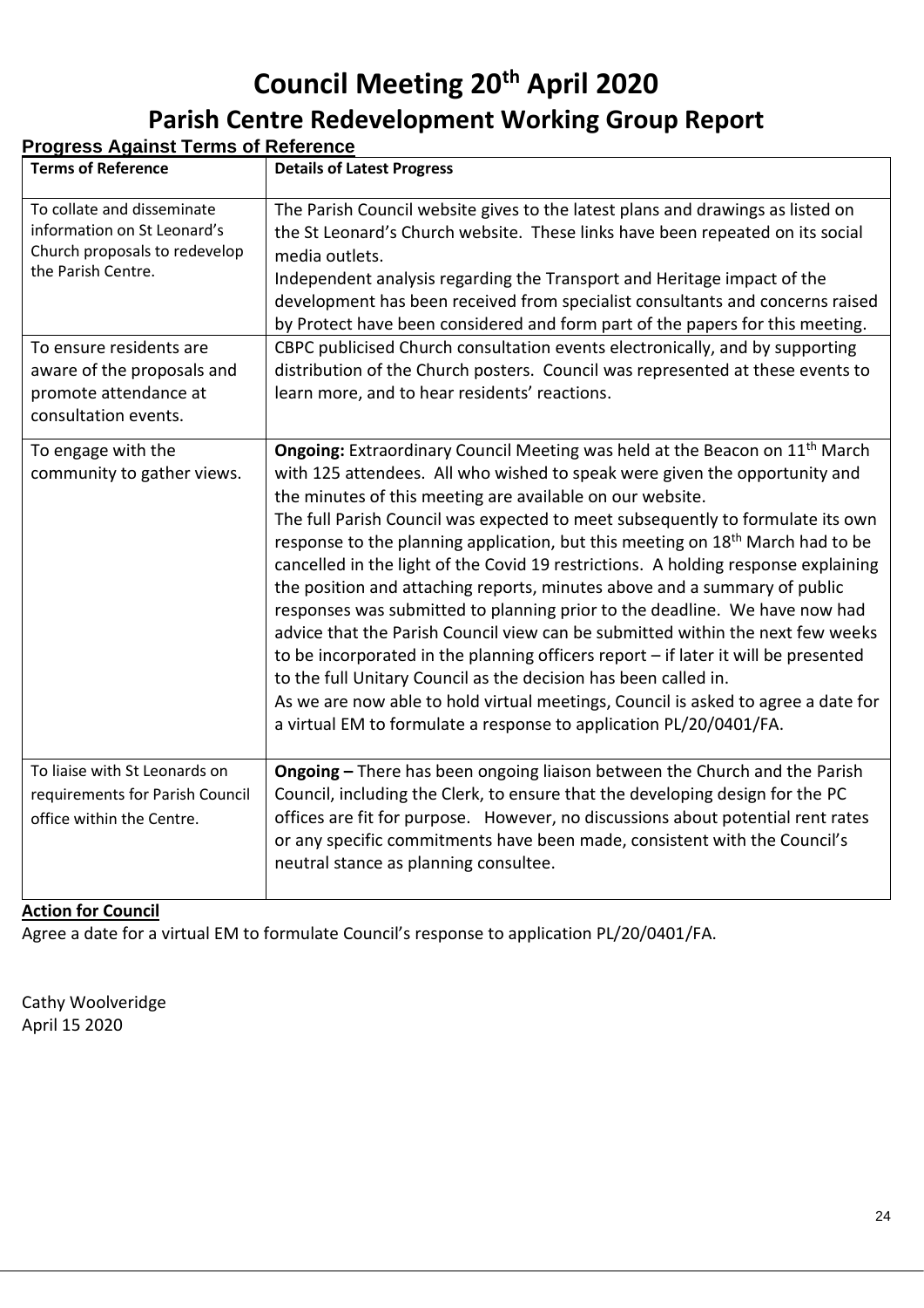# Council Meeting 20th April 2020

## Parish Centre Redevelopment Working Group Report

### Progress Against Terms of Reference

| Terms of Reference | Details of Latest Progress |
|---|---|
| To collate and disseminate information on St Leonard's Church proposals to redevelop the Parish Centre. | The Parish Council website gives to the latest plans and drawings as listed on the St Leonard's Church website. These links have been repeated on its social media outlets.<br>Independent analysis regarding the Transport and Heritage impact of the development has been received from specialist consultants and concerns raised by Protect have been considered and form part of the papers for this meeting. |
| To ensure residents are aware of the proposals and promote attendance at consultation events. | CBPC publicised Church consultation events electronically, and by supporting distribution of the Church posters. Council was represented at these events to learn more, and to hear residents' reactions. |
| To engage with the community to gather views. | **Ongoing:** Extraordinary Council Meeting was held at the Beacon on 11th March with 125 attendees. All who wished to speak were given the opportunity and the minutes of this meeting are available on our website.<br>The full Parish Council was expected to meet subsequently to formulate its own response to the planning application, but this meeting on 18th March had to be cancelled in the light of the Covid 19 restrictions. A holding response explaining the position and attaching reports, minutes above and a summary of public responses was submitted to planning prior to the deadline. We have now had advice that the Parish Council view can be submitted within the next few weeks to be incorporated in the planning officers report – if later it will be presented to the full Unitary Council as the decision has been called in.<br>As we are now able to hold virtual meetings, Council is asked to agree a date for a virtual EM to formulate a response to application PL/20/0401/FA. |
| To liaise with St Leonards on requirements for Parish Council office within the Centre. | **Ongoing –** There has been ongoing liaison between the Church and the Parish Council, including the Clerk, to ensure that the developing design for the PC offices are fit for purpose. However, no discussions about potential rent rates or any specific commitments have been made, consistent with the Council's neutral stance as planning consultee. |

**Action for Council**

Agree a date for a virtual EM to formulate Council's response to application PL/20/0401/FA.

Cathy Woolveridge
April 15 2020